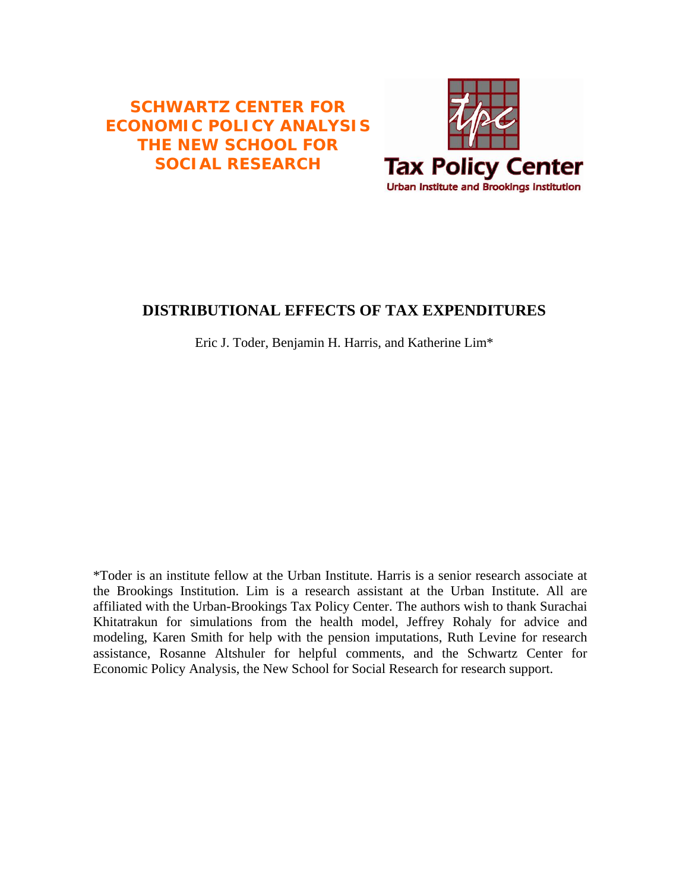**SCHWARTZ CENTER FOR ECONOMIC POLICY ANALYSIS THE NEW SCHOOL FOR SOCIAL RESEARCH**

**Tax Policy Center**

Urban Institute and Brookings Institution

# DISTRIBUTIONAL EFFECTS OF TAX EXPENDITURES

Eric J. Toder, Benjamin H. Harris, and Katherine Lim*

*Toder is an institute fellow at the Urban Institute. Harris is a senior research associate at the Brookings Institution. Lim is a research assistant at the Urban Institute. All are affiliated with the Urban-Brookings Tax Policy Center. The authors wish to thank Surachai Khitatrakun for simulations from the health model, Jeffrey Rohaly for advice and modeling, Karen Smith for help with the pension imputations, Ruth Levine for research assistance, Rosanne Altshuler for helpful comments, and the Schwartz Center for Economic Policy Analysis, the New School for Social Research for research support.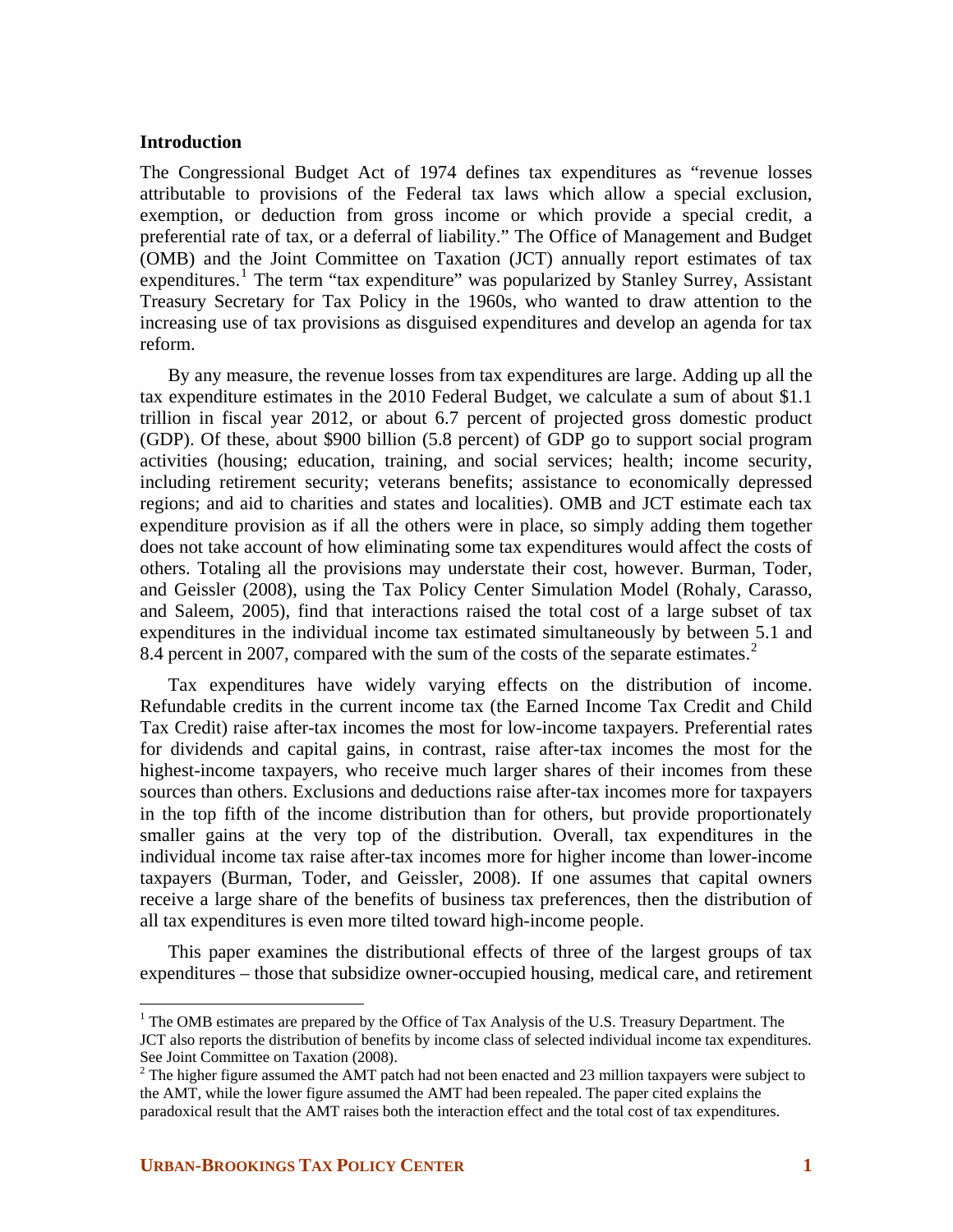## Introduction

The Congressional Budget Act of 1974 defines tax expenditures as "revenue losses attributable to provisions of the Federal tax laws which allow a special exclusion, exemption, or deduction from gross income or which provide a special credit, a preferential rate of tax, or a deferral of liability." The Office of Management and Budget (OMB) and the Joint Committee on Taxation (JCT) annually report estimates of tax expenditures.[1] The term "tax expenditure" was popularized by Stanley Surrey, Assistant Treasury Secretary for Tax Policy in the 1960s, who wanted to draw attention to the increasing use of tax provisions as disguised expenditures and develop an agenda for tax reform.

By any measure, the revenue losses from tax expenditures are large. Adding up all the tax expenditure estimates in the 2010 Federal Budget, we calculate a sum of about $1.1 trillion in fiscal year 2012, or about 6.7 percent of projected gross domestic product (GDP). Of these, about $900 billion (5.8 percent) of GDP go to support social program activities (housing; education, training, and social services; health; income security, including retirement security; veterans benefits; assistance to economically depressed regions; and aid to charities and states and localities). OMB and JCT estimate each tax expenditure provision as if all the others were in place, so simply adding them together does not take account of how eliminating some tax expenditures would affect the costs of others. Totaling all the provisions may understate their cost, however. Burman, Toder, and Geissler (2008), using the Tax Policy Center Simulation Model (Rohaly, Carasso, and Saleem, 2005), find that interactions raised the total cost of a large subset of tax expenditures in the individual income tax estimated simultaneously by between 5.1 and 8.4 percent in 2007, compared with the sum of the costs of the separate estimates.[2]

Tax expenditures have widely varying effects on the distribution of income. Refundable credits in the current income tax (the Earned Income Tax Credit and Child Tax Credit) raise after-tax incomes the most for low-income taxpayers. Preferential rates for dividends and capital gains, in contrast, raise after-tax incomes the most for the highest-income taxpayers, who receive much larger shares of their incomes from these sources than others. Exclusions and deductions raise after-tax incomes more for taxpayers in the top fifth of the income distribution than for others, but provide proportionately smaller gains at the very top of the distribution. Overall, tax expenditures in the individual income tax raise after-tax incomes more for higher income than lower-income taxpayers (Burman, Toder, and Geissler, 2008). If one assumes that capital owners receive a large share of the benefits of business tax preferences, then the distribution of all tax expenditures is even more tilted toward high-income people.

This paper examines the distributional effects of three of the largest groups of tax expenditures – those that subsidize owner-occupied housing, medical care, and retirement

---

[1] The OMB estimates are prepared by the Office of Tax Analysis of the U.S. Treasury Department. The JCT also reports the distribution of benefits by income class of selected individual income tax expenditures. See Joint Committee on Taxation (2008).

[2] The higher figure assumed the AMT patch had not been enacted and 23 million taxpayers were subject to the AMT, while the lower figure assumed the AMT had been repealed. The paper cited explains the paradoxical result that the AMT raises both the interaction effect and the total cost of tax expenditures.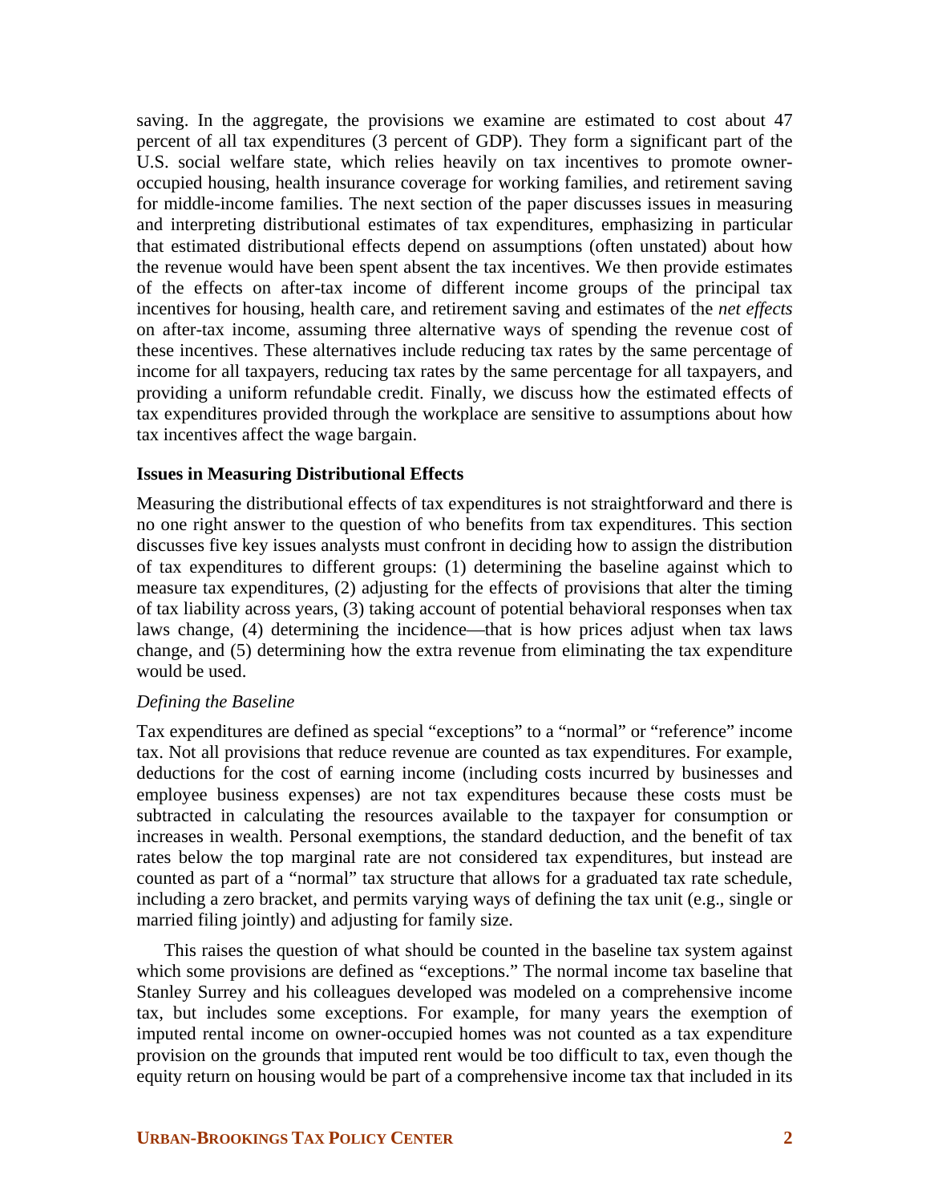saving. In the aggregate, the provisions we examine are estimated to cost about 47 percent of all tax expenditures (3 percent of GDP). They form a significant part of the U.S. social welfare state, which relies heavily on tax incentives to promote owner-occupied housing, health insurance coverage for working families, and retirement saving for middle-income families. The next section of the paper discusses issues in measuring and interpreting distributional estimates of tax expenditures, emphasizing in particular that estimated distributional effects depend on assumptions (often unstated) about how the revenue would have been spent absent the tax incentives. We then provide estimates of the effects on after-tax income of different income groups of the principal tax incentives for housing, health care, and retirement saving and estimates of the *net effects* on after-tax income, assuming three alternative ways of spending the revenue cost of these incentives. These alternatives include reducing tax rates by the same percentage of income for all taxpayers, reducing tax rates by the same percentage for all taxpayers, and providing a uniform refundable credit. Finally, we discuss how the estimated effects of tax expenditures provided through the workplace are sensitive to assumptions about how tax incentives affect the wage bargain.

### Issues in Measuring Distributional Effects

Measuring the distributional effects of tax expenditures is not straightforward and there is no one right answer to the question of who benefits from tax expenditures. This section discusses five key issues analysts must confront in deciding how to assign the distribution of tax expenditures to different groups: (1) determining the baseline against which to measure tax expenditures, (2) adjusting for the effects of provisions that alter the timing of tax liability across years, (3) taking account of potential behavioral responses when tax laws change, (4) determining the incidence—that is how prices adjust when tax laws change, and (5) determining how the extra revenue from eliminating the tax expenditure would be used.

#### *Defining the Baseline*

Tax expenditures are defined as special "exceptions" to a "normal" or "reference" income tax. Not all provisions that reduce revenue are counted as tax expenditures. For example, deductions for the cost of earning income (including costs incurred by businesses and employee business expenses) are not tax expenditures because these costs must be subtracted in calculating the resources available to the taxpayer for consumption or increases in wealth. Personal exemptions, the standard deduction, and the benefit of tax rates below the top marginal rate are not considered tax expenditures, but instead are counted as part of a "normal" tax structure that allows for a graduated tax rate schedule, including a zero bracket, and permits varying ways of defining the tax unit (e.g., single or married filing jointly) and adjusting for family size.

This raises the question of what should be counted in the baseline tax system against which some provisions are defined as "exceptions." The normal income tax baseline that Stanley Surrey and his colleagues developed was modeled on a comprehensive income tax, but includes some exceptions. For example, for many years the exemption of imputed rental income on owner-occupied homes was not counted as a tax expenditure provision on the grounds that imputed rent would be too difficult to tax, even though the equity return on housing would be part of a comprehensive income tax that included in its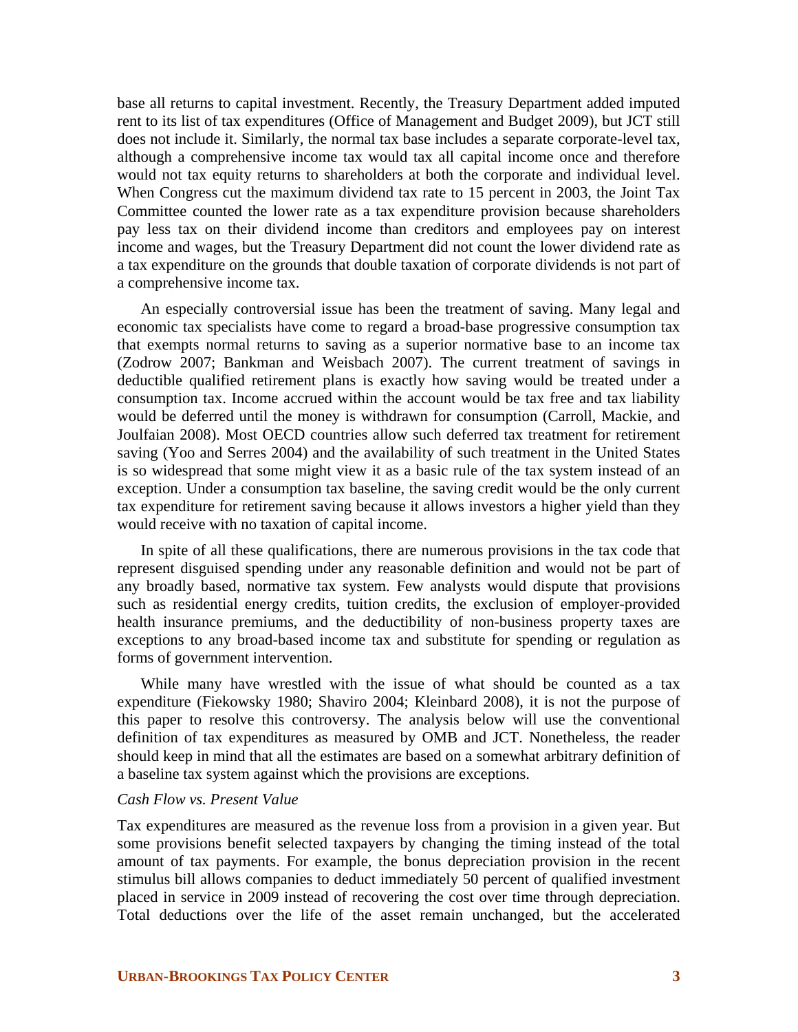base all returns to capital investment. Recently, the Treasury Department added imputed rent to its list of tax expenditures (Office of Management and Budget 2009), but JCT still does not include it. Similarly, the normal tax base includes a separate corporate-level tax, although a comprehensive income tax would tax all capital income once and therefore would not tax equity returns to shareholders at both the corporate and individual level. When Congress cut the maximum dividend tax rate to 15 percent in 2003, the Joint Tax Committee counted the lower rate as a tax expenditure provision because shareholders pay less tax on their dividend income than creditors and employees pay on interest income and wages, but the Treasury Department did not count the lower dividend rate as a tax expenditure on the grounds that double taxation of corporate dividends is not part of a comprehensive income tax.

An especially controversial issue has been the treatment of saving. Many legal and economic tax specialists have come to regard a broad-base progressive consumption tax that exempts normal returns to saving as a superior normative base to an income tax (Zodrow 2007; Bankman and Weisbach 2007). The current treatment of savings in deductible qualified retirement plans is exactly how saving would be treated under a consumption tax. Income accrued within the account would be tax free and tax liability would be deferred until the money is withdrawn for consumption (Carroll, Mackie, and Joulfaian 2008). Most OECD countries allow such deferred tax treatment for retirement saving (Yoo and Serres 2004) and the availability of such treatment in the United States is so widespread that some might view it as a basic rule of the tax system instead of an exception. Under a consumption tax baseline, the saving credit would be the only current tax expenditure for retirement saving because it allows investors a higher yield than they would receive with no taxation of capital income.

In spite of all these qualifications, there are numerous provisions in the tax code that represent disguised spending under any reasonable definition and would not be part of any broadly based, normative tax system. Few analysts would dispute that provisions such as residential energy credits, tuition credits, the exclusion of employer-provided health insurance premiums, and the deductibility of non-business property taxes are exceptions to any broad-based income tax and substitute for spending or regulation as forms of government intervention.

While many have wrestled with the issue of what should be counted as a tax expenditure (Fiekowsky 1980; Shaviro 2004; Kleinbard 2008), it is not the purpose of this paper to resolve this controversy. The analysis below will use the conventional definition of tax expenditures as measured by OMB and JCT. Nonetheless, the reader should keep in mind that all the estimates are based on a somewhat arbitrary definition of a baseline tax system against which the provisions are exceptions.

*Cash Flow vs. Present Value*

Tax expenditures are measured as the revenue loss from a provision in a given year. But some provisions benefit selected taxpayers by changing the timing instead of the total amount of tax payments. For example, the bonus depreciation provision in the recent stimulus bill allows companies to deduct immediately 50 percent of qualified investment placed in service in 2009 instead of recovering the cost over time through depreciation. Total deductions over the life of the asset remain unchanged, but the accelerated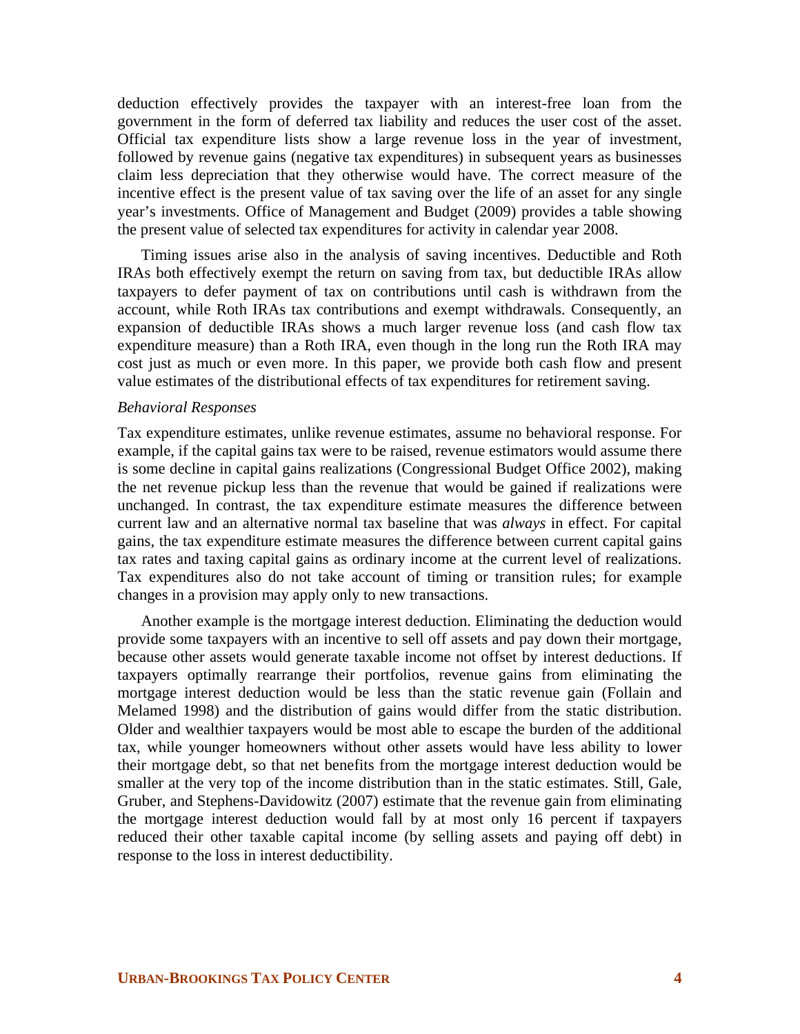deduction effectively provides the taxpayer with an interest-free loan from the government in the form of deferred tax liability and reduces the user cost of the asset. Official tax expenditure lists show a large revenue loss in the year of investment, followed by revenue gains (negative tax expenditures) in subsequent years as businesses claim less depreciation that they otherwise would have. The correct measure of the incentive effect is the present value of tax saving over the life of an asset for any single year's investments. Office of Management and Budget (2009) provides a table showing the present value of selected tax expenditures for activity in calendar year 2008.

Timing issues arise also in the analysis of saving incentives. Deductible and Roth IRAs both effectively exempt the return on saving from tax, but deductible IRAs allow taxpayers to defer payment of tax on contributions until cash is withdrawn from the account, while Roth IRAs tax contributions and exempt withdrawals. Consequently, an expansion of deductible IRAs shows a much larger revenue loss (and cash flow tax expenditure measure) than a Roth IRA, even though in the long run the Roth IRA may cost just as much or even more. In this paper, we provide both cash flow and present value estimates of the distributional effects of tax expenditures for retirement saving.

*Behavioral Responses*

Tax expenditure estimates, unlike revenue estimates, assume no behavioral response. For example, if the capital gains tax were to be raised, revenue estimators would assume there is some decline in capital gains realizations (Congressional Budget Office 2002), making the net revenue pickup less than the revenue that would be gained if realizations were unchanged. In contrast, the tax expenditure estimate measures the difference between current law and an alternative normal tax baseline that was *always* in effect. For capital gains, the tax expenditure estimate measures the difference between current capital gains tax rates and taxing capital gains as ordinary income at the current level of realizations. Tax expenditures also do not take account of timing or transition rules; for example changes in a provision may apply only to new transactions.

Another example is the mortgage interest deduction. Eliminating the deduction would provide some taxpayers with an incentive to sell off assets and pay down their mortgage, because other assets would generate taxable income not offset by interest deductions. If taxpayers optimally rearrange their portfolios, revenue gains from eliminating the mortgage interest deduction would be less than the static revenue gain (Follain and Melamed 1998) and the distribution of gains would differ from the static distribution. Older and wealthier taxpayers would be most able to escape the burden of the additional tax, while younger homeowners without other assets would have less ability to lower their mortgage debt, so that net benefits from the mortgage interest deduction would be smaller at the very top of the income distribution than in the static estimates. Still, Gale, Gruber, and Stephens-Davidowitz (2007) estimate that the revenue gain from eliminating the mortgage interest deduction would fall by at most only 16 percent if taxpayers reduced their other taxable capital income (by selling assets and paying off debt) in response to the loss in interest deductibility.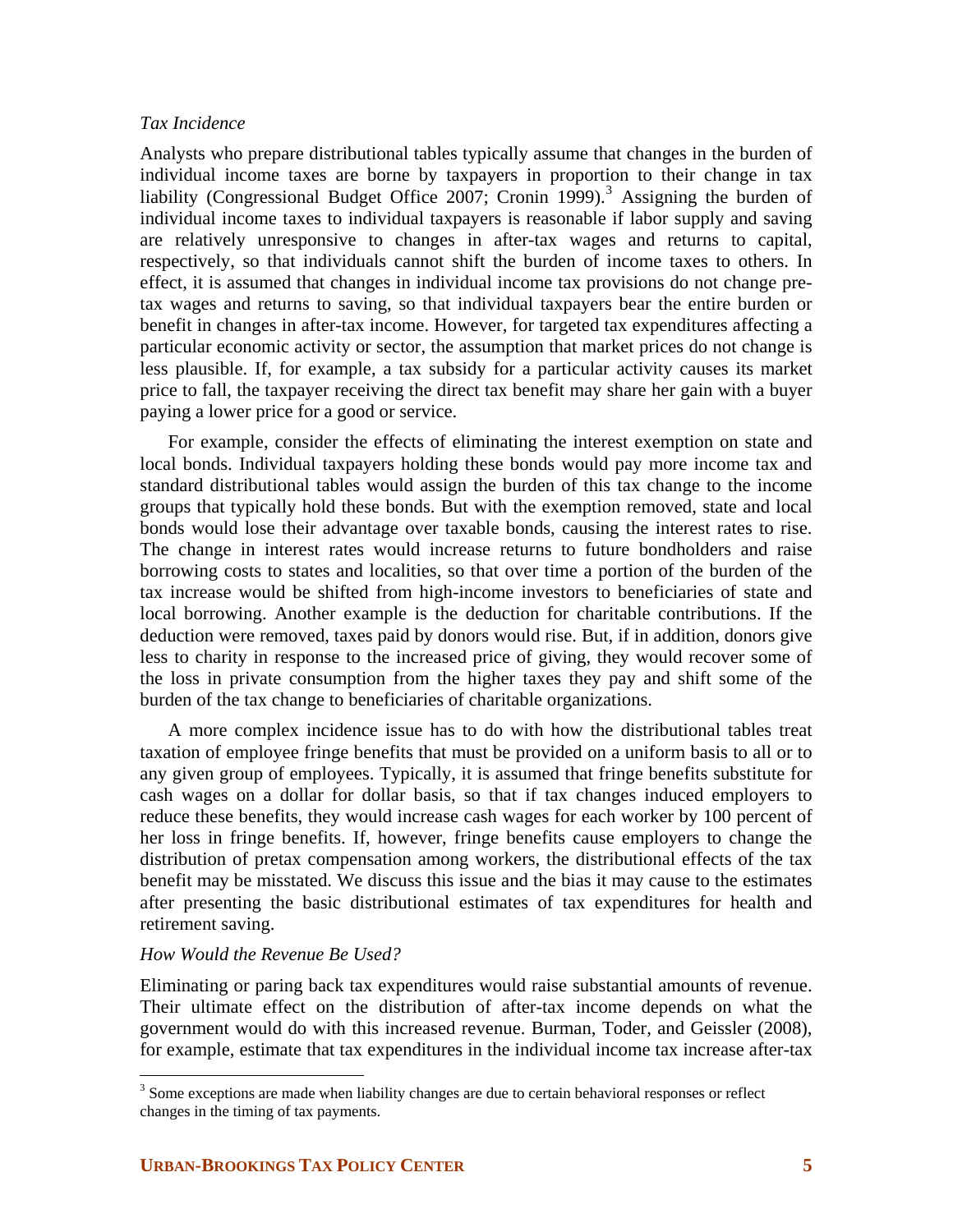### *Tax Incidence*

Analysts who prepare distributional tables typically assume that changes in the burden of individual income taxes are borne by taxpayers in proportion to their change in tax liability (Congressional Budget Office 2007; Cronin 1999).[3] Assigning the burden of individual income taxes to individual taxpayers is reasonable if labor supply and saving are relatively unresponsive to changes in after-tax wages and returns to capital, respectively, so that individuals cannot shift the burden of income taxes to others. In effect, it is assumed that changes in individual income tax provisions do not change pre-tax wages and returns to saving, so that individual taxpayers bear the entire burden or benefit in changes in after-tax income. However, for targeted tax expenditures affecting a particular economic activity or sector, the assumption that market prices do not change is less plausible. If, for example, a tax subsidy for a particular activity causes its market price to fall, the taxpayer receiving the direct tax benefit may share her gain with a buyer paying a lower price for a good or service.

For example, consider the effects of eliminating the interest exemption on state and local bonds. Individual taxpayers holding these bonds would pay more income tax and standard distributional tables would assign the burden of this tax change to the income groups that typically hold these bonds. But with the exemption removed, state and local bonds would lose their advantage over taxable bonds, causing the interest rates to rise. The change in interest rates would increase returns to future bondholders and raise borrowing costs to states and localities, so that over time a portion of the burden of the tax increase would be shifted from high-income investors to beneficiaries of state and local borrowing. Another example is the deduction for charitable contributions. If the deduction were removed, taxes paid by donors would rise. But, if in addition, donors give less to charity in response to the increased price of giving, they would recover some of the loss in private consumption from the higher taxes they pay and shift some of the burden of the tax change to beneficiaries of charitable organizations.

A more complex incidence issue has to do with how the distributional tables treat taxation of employee fringe benefits that must be provided on a uniform basis to all or to any given group of employees. Typically, it is assumed that fringe benefits substitute for cash wages on a dollar for dollar basis, so that if tax changes induced employers to reduce these benefits, they would increase cash wages for each worker by 100 percent of her loss in fringe benefits. If, however, fringe benefits cause employers to change the distribution of pretax compensation among workers, the distributional effects of the tax benefit may be misstated. We discuss this issue and the bias it may cause to the estimates after presenting the basic distributional estimates of tax expenditures for health and retirement saving.

### *How Would the Revenue Be Used?*

Eliminating or paring back tax expenditures would raise substantial amounts of revenue. Their ultimate effect on the distribution of after-tax income depends on what the government would do with this increased revenue. Burman, Toder, and Geissler (2008), for example, estimate that tax expenditures in the individual income tax increase after-tax

---

[3] Some exceptions are made when liability changes are due to certain behavioral responses or reflect changes in the timing of tax payments.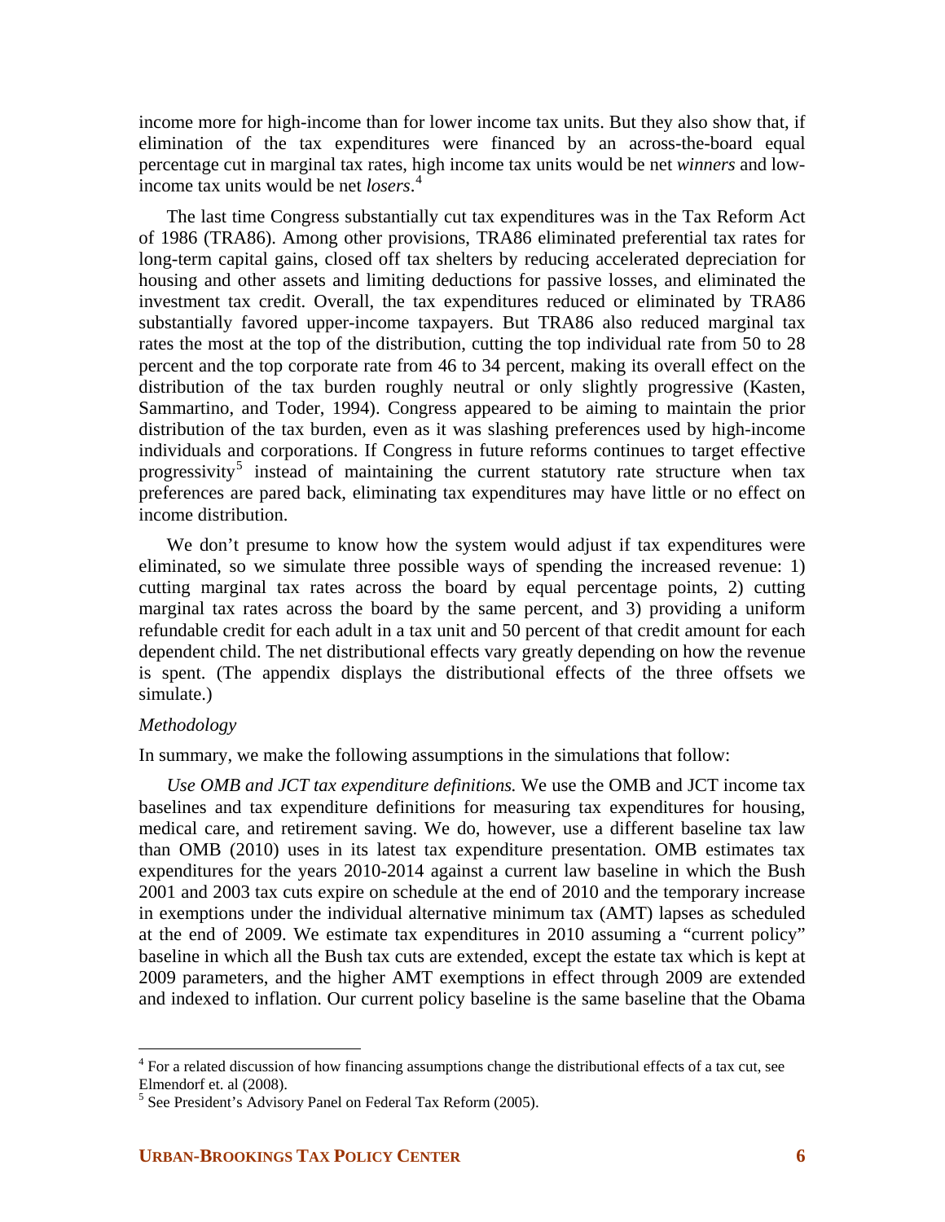income more for high-income than for lower income tax units. But they also show that, if elimination of the tax expenditures were financed by an across-the-board equal percentage cut in marginal tax rates, high income tax units would be net *winners* and low-income tax units would be net *losers*.[4]

The last time Congress substantially cut tax expenditures was in the Tax Reform Act of 1986 (TRA86). Among other provisions, TRA86 eliminated preferential tax rates for long-term capital gains, closed off tax shelters by reducing accelerated depreciation for housing and other assets and limiting deductions for passive losses, and eliminated the investment tax credit. Overall, the tax expenditures reduced or eliminated by TRA86 substantially favored upper-income taxpayers. But TRA86 also reduced marginal tax rates the most at the top of the distribution, cutting the top individual rate from 50 to 28 percent and the top corporate rate from 46 to 34 percent, making its overall effect on the distribution of the tax burden roughly neutral or only slightly progressive (Kasten, Sammartino, and Toder, 1994). Congress appeared to be aiming to maintain the prior distribution of the tax burden, even as it was slashing preferences used by high-income individuals and corporations. If Congress in future reforms continues to target effective progressivity[5] instead of maintaining the current statutory rate structure when tax preferences are pared back, eliminating tax expenditures may have little or no effect on income distribution.

We don't presume to know how the system would adjust if tax expenditures were eliminated, so we simulate three possible ways of spending the increased revenue: 1) cutting marginal tax rates across the board by equal percentage points, 2) cutting marginal tax rates across the board by the same percent, and 3) providing a uniform refundable credit for each adult in a tax unit and 50 percent of that credit amount for each dependent child. The net distributional effects vary greatly depending on how the revenue is spent. (The appendix displays the distributional effects of the three offsets we simulate.)

*Methodology*

In summary, we make the following assumptions in the simulations that follow:

*Use OMB and JCT tax expenditure definitions.* We use the OMB and JCT income tax baselines and tax expenditure definitions for measuring tax expenditures for housing, medical care, and retirement saving. We do, however, use a different baseline tax law than OMB (2010) uses in its latest tax expenditure presentation. OMB estimates tax expenditures for the years 2010-2014 against a current law baseline in which the Bush 2001 and 2003 tax cuts expire on schedule at the end of 2010 and the temporary increase in exemptions under the individual alternative minimum tax (AMT) lapses as scheduled at the end of 2009. We estimate tax expenditures in 2010 assuming a "current policy" baseline in which all the Bush tax cuts are extended, except the estate tax which is kept at 2009 parameters, and the higher AMT exemptions in effect through 2009 are extended and indexed to inflation. Our current policy baseline is the same baseline that the Obama

[4] For a related discussion of how financing assumptions change the distributional effects of a tax cut, see Elmendorf et. al (2008).

[5] See President's Advisory Panel on Federal Tax Reform (2005).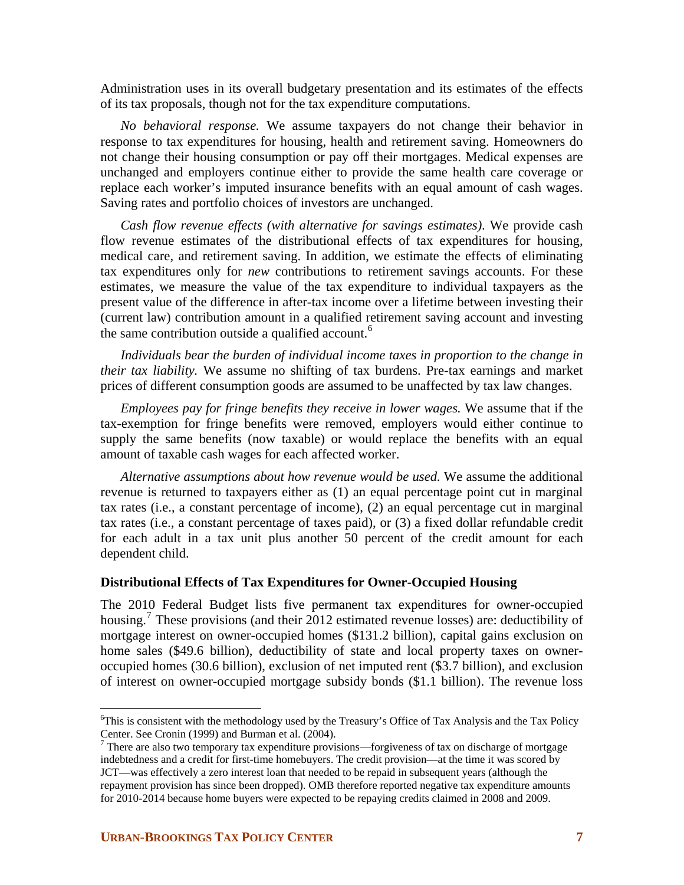Administration uses in its overall budgetary presentation and its estimates of the effects of its tax proposals, though not for the tax expenditure computations.

*No behavioral response.* We assume taxpayers do not change their behavior in response to tax expenditures for housing, health and retirement saving. Homeowners do not change their housing consumption or pay off their mortgages. Medical expenses are unchanged and employers continue either to provide the same health care coverage or replace each worker's imputed insurance benefits with an equal amount of cash wages. Saving rates and portfolio choices of investors are unchanged.

*Cash flow revenue effects (with alternative for savings estimates).* We provide cash flow revenue estimates of the distributional effects of tax expenditures for housing, medical care, and retirement saving. In addition, we estimate the effects of eliminating tax expenditures only for *new* contributions to retirement savings accounts. For these estimates, we measure the value of the tax expenditure to individual taxpayers as the present value of the difference in after-tax income over a lifetime between investing their (current law) contribution amount in a qualified retirement saving account and investing the same contribution outside a qualified account.[6]

*Individuals bear the burden of individual income taxes in proportion to the change in their tax liability.* We assume no shifting of tax burdens. Pre-tax earnings and market prices of different consumption goods are assumed to be unaffected by tax law changes.

*Employees pay for fringe benefits they receive in lower wages.* We assume that if the tax-exemption for fringe benefits were removed, employers would either continue to supply the same benefits (now taxable) or would replace the benefits with an equal amount of taxable cash wages for each affected worker.

*Alternative assumptions about how revenue would be used.* We assume the additional revenue is returned to taxpayers either as (1) an equal percentage point cut in marginal tax rates (i.e., a constant percentage of income), (2) an equal percentage cut in marginal tax rates (i.e., a constant percentage of taxes paid), or (3) a fixed dollar refundable credit for each adult in a tax unit plus another 50 percent of the credit amount for each dependent child.

### Distributional Effects of Tax Expenditures for Owner-Occupied Housing

The 2010 Federal Budget lists five permanent tax expenditures for owner-occupied housing.[7] These provisions (and their 2012 estimated revenue losses) are: deductibility of mortgage interest on owner-occupied homes ($131.2 billion), capital gains exclusion on home sales ($49.6 billion), deductibility of state and local property taxes on owner-occupied homes (30.6 billion), exclusion of net imputed rent ($3.7 billion), and exclusion of interest on owner-occupied mortgage subsidy bonds ($1.1 billion). The revenue loss

---

[6] This is consistent with the methodology used by the Treasury's Office of Tax Analysis and the Tax Policy Center. See Cronin (1999) and Burman et al. (2004).

[7] There are also two temporary tax expenditure provisions—forgiveness of tax on discharge of mortgage indebtedness and a credit for first-time homebuyers. The credit provision—at the time it was scored by JCT—was effectively a zero interest loan that needed to be repaid in subsequent years (although the repayment provision has since been dropped). OMB therefore reported negative tax expenditure amounts for 2010-2014 because home buyers were expected to be repaying credits claimed in 2008 and 2009.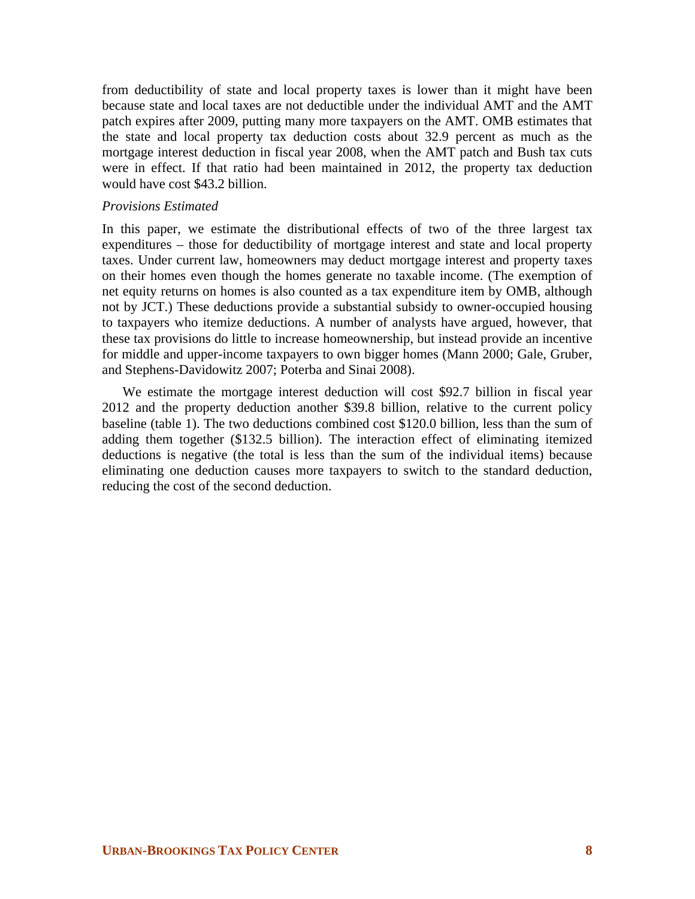from deductibility of state and local property taxes is lower than it might have been because state and local taxes are not deductible under the individual AMT and the AMT patch expires after 2009, putting many more taxpayers on the AMT. OMB estimates that the state and local property tax deduction costs about 32.9 percent as much as the mortgage interest deduction in fiscal year 2008, when the AMT patch and Bush tax cuts were in effect. If that ratio had been maintained in 2012, the property tax deduction would have cost $43.2 billion.

*Provisions Estimated*

In this paper, we estimate the distributional effects of two of the three largest tax expenditures – those for deductibility of mortgage interest and state and local property taxes. Under current law, homeowners may deduct mortgage interest and property taxes on their homes even though the homes generate no taxable income. (The exemption of net equity returns on homes is also counted as a tax expenditure item by OMB, although not by JCT.) These deductions provide a substantial subsidy to owner-occupied housing to taxpayers who itemize deductions. A number of analysts have argued, however, that these tax provisions do little to increase homeownership, but instead provide an incentive for middle and upper-income taxpayers to own bigger homes (Mann 2000; Gale, Gruber, and Stephens-Davidowitz 2007; Poterba and Sinai 2008).

We estimate the mortgage interest deduction will cost $92.7 billion in fiscal year 2012 and the property deduction another $39.8 billion, relative to the current policy baseline (table 1). The two deductions combined cost $120.0 billion, less than the sum of adding them together ($132.5 billion). The interaction effect of eliminating itemized deductions is negative (the total is less than the sum of the individual items) because eliminating one deduction causes more taxpayers to switch to the standard deduction, reducing the cost of the second deduction.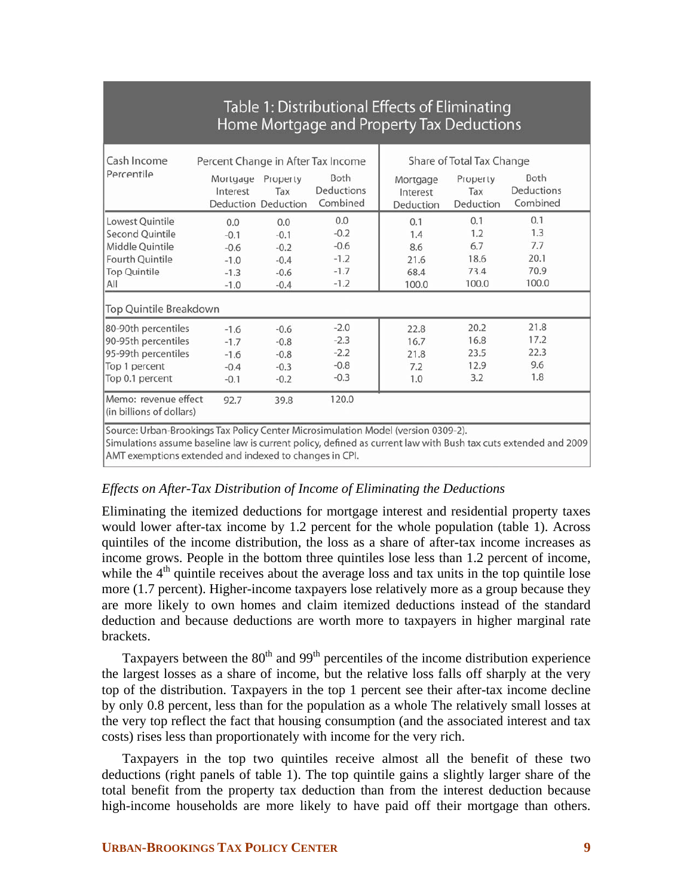**Table 1: Distributional Effects of Eliminating Home Mortgage and Property Tax Deductions**

| Cash Income Percentile | Percent Change in After Tax Income | | | Share of Total Tax Change | | |
|---|---|---|---|---|---|---|
| | Mortgage Interest Deduction | Property Tax Deduction | Both Deductions Combined | Mortgage Interest Deduction | Property Tax Deduction | Both Deductions Combined |
| Lowest Quintile | 0.0 | 0.0 | 0.0 | 0.1 | 0.1 | 0.1 |
| Second Quintile | -0.1 | -0.1 | -0.2 | 1.4 | 1.2 | 1.3 |
| Middle Quintile | -0.6 | -0.2 | -0.6 | 8.6 | 6.7 | 7.7 |
| Fourth Quintile | -1.0 | -0.4 | -1.2 | 21.6 | 18.6 | 20.1 |
| Top Quintile | -1.3 | -0.6 | -1.7 | 68.4 | 73.4 | 70.9 |
| All | -1.0 | -0.4 | -1.2 | 100.0 | 100.0 | 100.0 |
| **Top Quintile Breakdown** | | | | | | |
| 80-90th percentiles | -1.6 | -0.6 | -2.0 | 22.8 | 20.2 | 21.8 |
| 90-95th percentiles | -1.7 | -0.8 | -2.3 | 16.7 | 16.8 | 17.2 |
| 95-99th percentiles | -1.6 | -0.8 | -2.2 | 21.8 | 23.5 | 22.3 |
| Top 1 percent | -0.4 | -0.3 | -0.8 | 7.2 | 12.9 | 9.6 |
| Top 0.1 percent | -0.1 | -0.2 | -0.3 | 1.0 | 3.2 | 1.8 |
| Memo: revenue effect (in billions of dollars) | 92.7 | 39.8 | 120.0 | | | |

Source: Urban-Brookings Tax Policy Center Microsimulation Model (version 0309-2).
Simulations assume baseline law is current policy, defined as current law with Bush tax cuts extended and 2009 AMT exemptions extended and indexed to changes in CPI.

*Effects on After-Tax Distribution of Income of Eliminating the Deductions*

Eliminating the itemized deductions for mortgage interest and residential property taxes would lower after-tax income by 1.2 percent for the whole population (table 1). Across quintiles of the income distribution, the loss as a share of after-tax income increases as income grows. People in the bottom three quintiles lose less than 1.2 percent of income, while the 4th quintile receives about the average loss and tax units in the top quintile lose more (1.7 percent). Higher-income taxpayers lose relatively more as a group because they are more likely to own homes and claim itemized deductions instead of the standard deduction and because deductions are worth more to taxpayers in higher marginal rate brackets.

Taxpayers between the 80th and 99th percentiles of the income distribution experience the largest losses as a share of income, but the relative loss falls off sharply at the very top of the distribution. Taxpayers in the top 1 percent see their after-tax income decline by only 0.8 percent, less than for the population as a whole The relatively small losses at the very top reflect the fact that housing consumption (and the associated interest and tax costs) rises less than proportionately with income for the very rich.

Taxpayers in the top two quintiles receive almost all the benefit of these two deductions (right panels of table 1). The top quintile gains a slightly larger share of the total benefit from the property tax deduction than from the interest deduction because high-income households are more likely to have paid off their mortgage than others.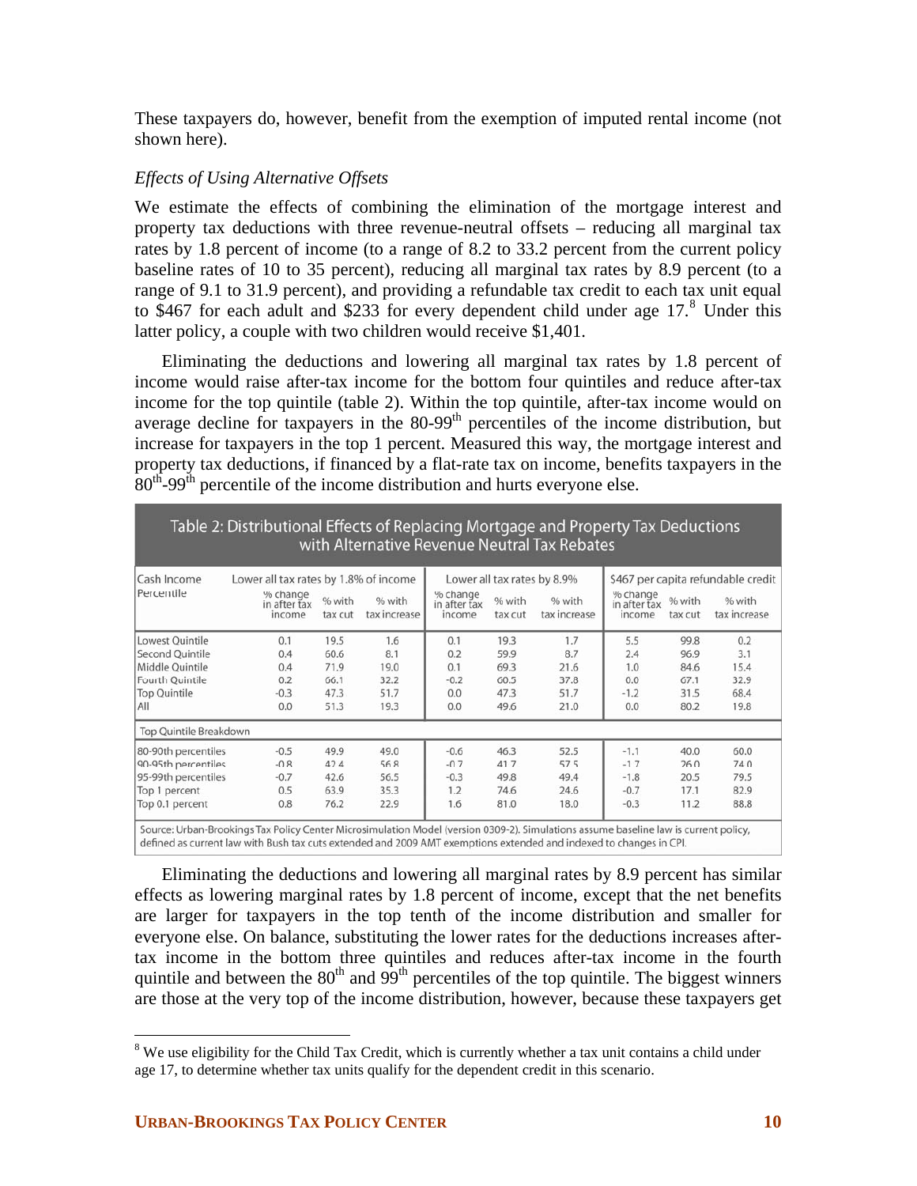These taxpayers do, however, benefit from the exemption of imputed rental income (not shown here).

*Effects of Using Alternative Offsets*

We estimate the effects of combining the elimination of the mortgage interest and property tax deductions with three revenue-neutral offsets – reducing all marginal tax rates by 1.8 percent of income (to a range of 8.2 to 33.2 percent from the current policy baseline rates of 10 to 35 percent), reducing all marginal tax rates by 8.9 percent (to a range of 9.1 to 31.9 percent), and providing a refundable tax credit to each tax unit equal to \$467 for each adult and \$233 for every dependent child under age 17.[8] Under this latter policy, a couple with two children would receive \$1,401.

Eliminating the deductions and lowering all marginal tax rates by 1.8 percent of income would raise after-tax income for the bottom four quintiles and reduce after-tax income for the top quintile (table 2). Within the top quintile, after-tax income would on average decline for taxpayers in the 80-99th percentiles of the income distribution, but increase for taxpayers in the top 1 percent. Measured this way, the mortgage interest and property tax deductions, if financed by a flat-rate tax on income, benefits taxpayers in the 80th-99th percentile of the income distribution and hurts everyone else.

**Table 2: Distributional Effects of Replacing Mortgage and Property Tax Deductions with Alternative Revenue Neutral Tax Rebates**

| Cash Income Percentile | Lower all tax rates by 1.8% of income | | | Lower all tax rates by 8.9% | | | \$467 per capita refundable credit | | |
|---|---|---|---|---|---|---|---|---|---|
| | % change in after tax income | % with tax cut | % with tax increase | % change in after tax income | % with tax cut | % with tax increase | % change in after tax income | % with tax cut | % with tax increase |
| Lowest Quintile | 0.1 | 19.5 | 1.6 | 0.1 | 19.3 | 1.7 | 5.5 | 99.8 | 0.2 |
| Second Quintile | 0.4 | 60.6 | 8.1 | 0.2 | 59.9 | 8.7 | 2.4 | 96.9 | 3.1 |
| Middle Quintile | 0.4 | 71.9 | 19.0 | 0.1 | 69.3 | 21.6 | 1.0 | 84.6 | 15.4 |
| Fourth Quintile | 0.2 | 66.1 | 32.2 | -0.2 | 60.5 | 37.8 | 0.0 | 67.1 | 32.9 |
| Top Quintile | -0.3 | 47.3 | 51.7 | 0.0 | 47.3 | 51.7 | -1.2 | 31.5 | 68.4 |
| All | 0.0 | 51.3 | 19.3 | 0.0 | 49.6 | 21.0 | 0.0 | 80.2 | 19.8 |
| **Top Quintile Breakdown** | | | | | | | | | |
| 80-90th percentiles | -0.5 | 49.9 | 49.0 | -0.6 | 46.3 | 52.5 | -1.1 | 40.0 | 60.0 |
| 90-95th percentiles | -0.8 | 42.4 | 56.8 | -0.7 | 41.7 | 57.5 | -1.7 | 26.0 | 74.0 |
| 95-99th percentiles | -0.7 | 42.6 | 56.5 | -0.3 | 49.8 | 49.4 | -1.8 | 20.5 | 79.5 |
| Top 1 percent | 0.5 | 63.9 | 35.3 | 1.2 | 74.6 | 24.6 | -0.7 | 17.1 | 82.9 |
| Top 0.1 percent | 0.8 | 76.2 | 22.9 | 1.6 | 81.0 | 18.0 | -0.3 | 11.2 | 88.8 |

Source: Urban-Brookings Tax Policy Center Microsimulation Model (version 0309-2). Simulations assume baseline law is current policy, defined as current law with Bush tax cuts extended and 2009 AMT exemptions extended and indexed to changes in CPI.

Eliminating the deductions and lowering all marginal rates by 8.9 percent has similar effects as lowering marginal rates by 1.8 percent of income, except that the net benefits are larger for taxpayers in the top tenth of the income distribution and smaller for everyone else. On balance, substituting the lower rates for the deductions increases after-tax income in the bottom three quintiles and reduces after-tax income in the fourth quintile and between the 80th and 99th percentiles of the top quintile. The biggest winners are those at the very top of the income distribution, however, because these taxpayers get

[8] We use eligibility for the Child Tax Credit, which is currently whether a tax unit contains a child under age 17, to determine whether tax units qualify for the dependent credit in this scenario.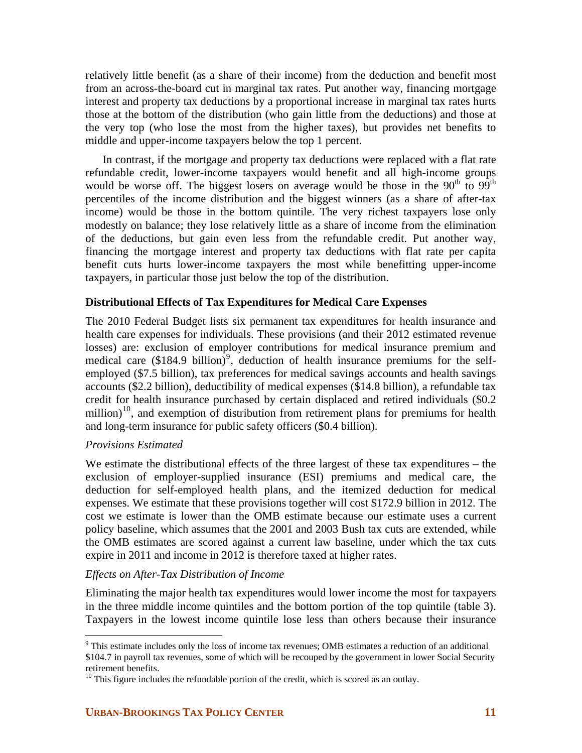relatively little benefit (as a share of their income) from the deduction and benefit most from an across-the-board cut in marginal tax rates. Put another way, financing mortgage interest and property tax deductions by a proportional increase in marginal tax rates hurts those at the bottom of the distribution (who gain little from the deductions) and those at the very top (who lose the most from the higher taxes), but provides net benefits to middle and upper-income taxpayers below the top 1 percent.

In contrast, if the mortgage and property tax deductions were replaced with a flat rate refundable credit, lower-income taxpayers would benefit and all high-income groups would be worse off. The biggest losers on average would be those in the 90th to 99th percentiles of the income distribution and the biggest winners (as a share of after-tax income) would be those in the bottom quintile. The very richest taxpayers lose only modestly on balance; they lose relatively little as a share of income from the elimination of the deductions, but gain even less from the refundable credit. Put another way, financing the mortgage interest and property tax deductions with flat rate per capita benefit cuts hurts lower-income taxpayers the most while benefitting upper-income taxpayers, in particular those just below the top of the distribution.

### Distributional Effects of Tax Expenditures for Medical Care Expenses

The 2010 Federal Budget lists six permanent tax expenditures for health insurance and health care expenses for individuals. These provisions (and their 2012 estimated revenue losses) are: exclusion of employer contributions for medical insurance premium and medical care ($184.9 billion)[9], deduction of health insurance premiums for the self-employed ($7.5 billion), tax preferences for medical savings accounts and health savings accounts ($2.2 billion), deductibility of medical expenses ($14.8 billion), a refundable tax credit for health insurance purchased by certain displaced and retired individuals ($0.2 million)[10], and exemption of distribution from retirement plans for premiums for health and long-term insurance for public safety officers ($0.4 billion).

#### *Provisions Estimated*

We estimate the distributional effects of the three largest of these tax expenditures – the exclusion of employer-supplied insurance (ESI) premiums and medical care, the deduction for self-employed health plans, and the itemized deduction for medical expenses. We estimate that these provisions together will cost $172.9 billion in 2012. The cost we estimate is lower than the OMB estimate because our estimate uses a current policy baseline, which assumes that the 2001 and 2003 Bush tax cuts are extended, while the OMB estimates are scored against a current law baseline, under which the tax cuts expire in 2011 and income in 2012 is therefore taxed at higher rates.

#### *Effects on After-Tax Distribution of Income*

Eliminating the major health tax expenditures would lower income the most for taxpayers in the three middle income quintiles and the bottom portion of the top quintile (table 3). Taxpayers in the lowest income quintile lose less than others because their insurance

---

[9] This estimate includes only the loss of income tax revenues; OMB estimates a reduction of an additional $104.7 in payroll tax revenues, some of which will be recouped by the government in lower Social Security retirement benefits.

[10] This figure includes the refundable portion of the credit, which is scored as an outlay.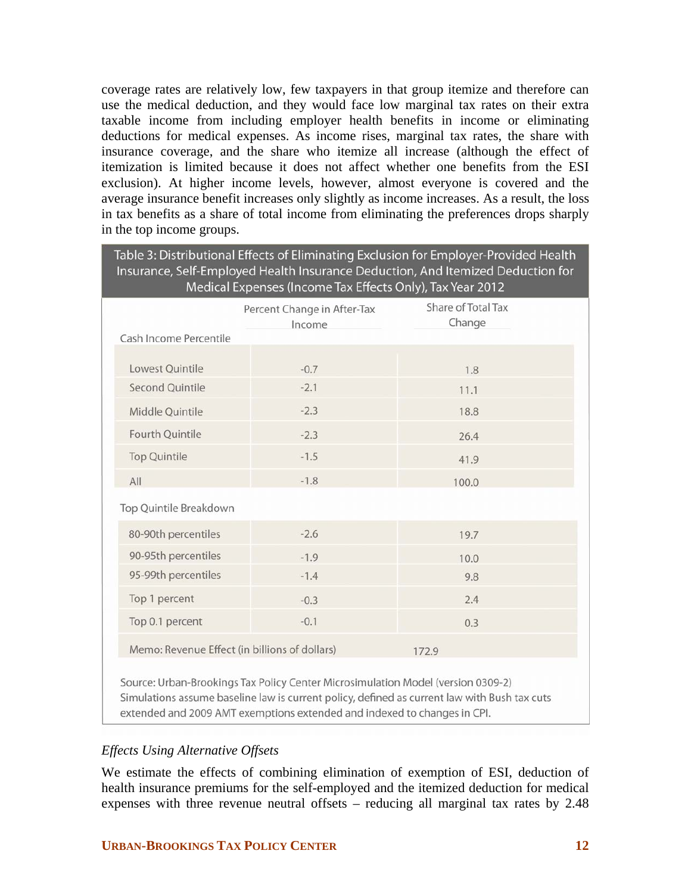coverage rates are relatively low, few taxpayers in that group itemize and therefore can use the medical deduction, and they would face low marginal tax rates on their extra taxable income from including employer health benefits in income or eliminating deductions for medical expenses. As income rises, marginal tax rates, the share with insurance coverage, and the share who itemize all increase (although the effect of itemization is limited because it does not affect whether one benefits from the ESI exclusion). At higher income levels, however, almost everyone is covered and the average insurance benefit increases only slightly as income increases. As a result, the loss in tax benefits as a share of total income from eliminating the preferences drops sharply in the top income groups.

**Table 3: Distributional Effects of Eliminating Exclusion for Employer-Provided Health Insurance, Self-Employed Health Insurance Deduction, And Itemized Deduction for Medical Expenses (Income Tax Effects Only), Tax Year 2012**

| Cash Income Percentile | Percent Change in After-Tax Income | Share of Total Tax Change |
|---|---|---|
| Lowest Quintile | -0.7 | 1.8 |
| Second Quintile | -2.1 | 11.1 |
| Middle Quintile | -2.3 | 18.8 |
| Fourth Quintile | -2.3 | 26.4 |
| Top Quintile | -1.5 | 41.9 |
| All | -1.8 | 100.0 |
| **Top Quintile Breakdown** | | |
| 80-90th percentiles | -2.6 | 19.7 |
| 90-95th percentiles | -1.9 | 10.0 |
| 95-99th percentiles | -1.4 | 9.8 |
| Top 1 percent | -0.3 | 2.4 |
| Top 0.1 percent | -0.1 | 0.3 |
| Memo: Revenue Effect (in billions of dollars) | | 172.9 |

Source: Urban-Brookings Tax Policy Center Microsimulation Model (version 0309-2)
Simulations assume baseline law is current policy, defined as current law with Bush tax cuts extended and 2009 AMT exemptions extended and indexed to changes in CPI.

*Effects Using Alternative Offsets*

We estimate the effects of combining elimination of exemption of ESI, deduction of health insurance premiums for the self-employed and the itemized deduction for medical expenses with three revenue neutral offsets – reducing all marginal tax rates by 2.48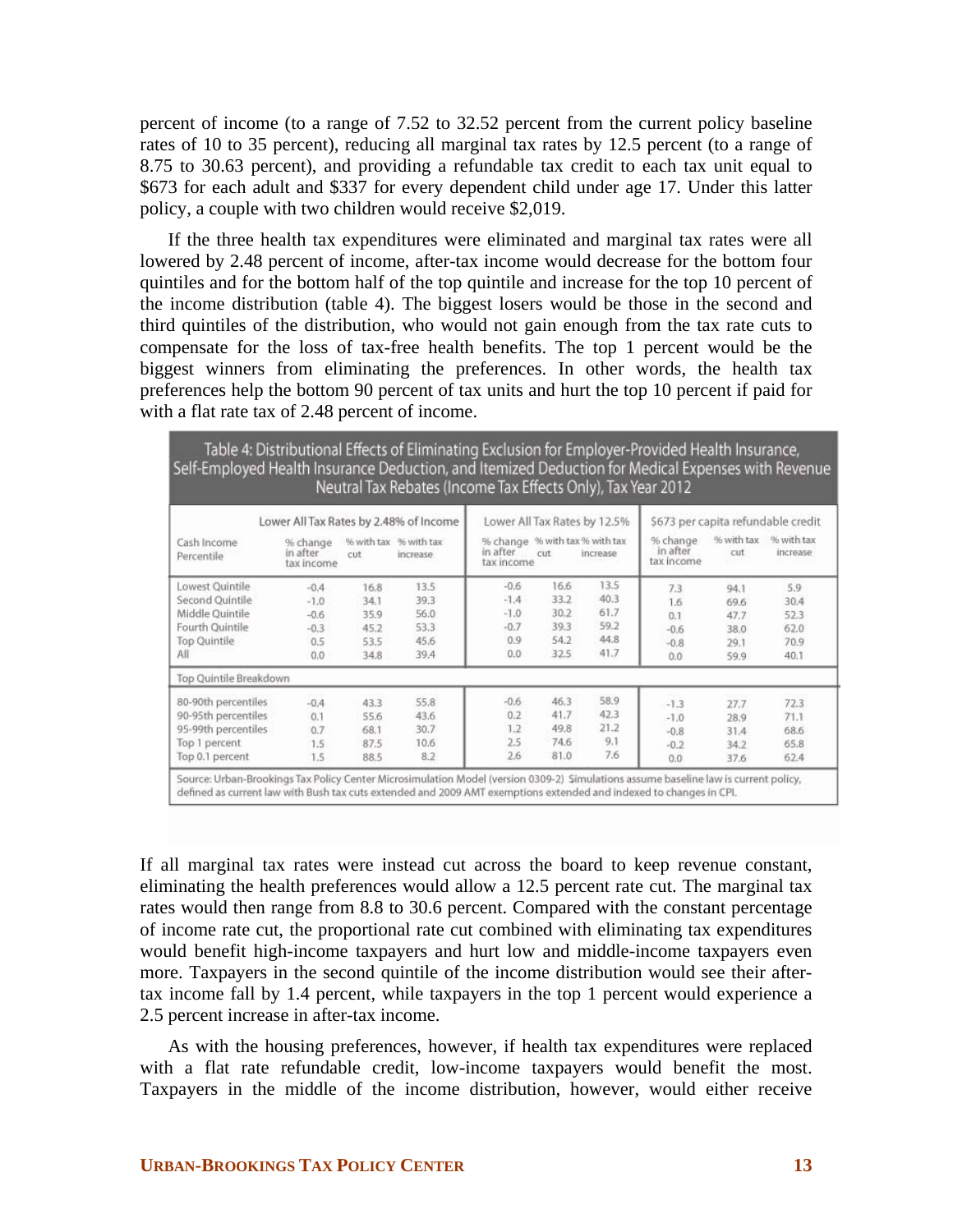percent of income (to a range of 7.52 to 32.52 percent from the current policy baseline rates of 10 to 35 percent), reducing all marginal tax rates by 12.5 percent (to a range of 8.75 to 30.63 percent), and providing a refundable tax credit to each tax unit equal to $673 for each adult and $337 for every dependent child under age 17. Under this latter policy, a couple with two children would receive $2,019.

If the three health tax expenditures were eliminated and marginal tax rates were all lowered by 2.48 percent of income, after-tax income would decrease for the bottom four quintiles and for the bottom half of the top quintile and increase for the top 10 percent of the income distribution (table 4). The biggest losers would be those in the second and third quintiles of the distribution, who would not gain enough from the tax rate cuts to compensate for the loss of tax-free health benefits. The top 1 percent would be the biggest winners from eliminating the preferences. In other words, the health tax preferences help the bottom 90 percent of tax units and hurt the top 10 percent if paid for with a flat rate tax of 2.48 percent of income.

**Table 4: Distributional Effects of Eliminating Exclusion for Employer-Provided Health Insurance, Self-Employed Health Insurance Deduction, and Itemized Deduction for Medical Expenses with Revenue Neutral Tax Rebates (Income Tax Effects Only), Tax Year 2012**

| | Lower All Tax Rates by 2.48% of Income | | | Lower All Tax Rates by 12.5% | | | $673 per capita refundable credit | | |
|---|---|---|---|---|---|---|---|---|---|
| Cash Income Percentile | % change in after tax income | % with tax cut | % with tax increase | % change in after tax income | % with tax cut | % with tax increase | % change in after tax income | % with tax cut | % with tax increase |
| Lowest Quintile | -0.4 | 16.8 | 13.5 | -0.6 | 16.6 | 13.5 | 7.3 | 94.1 | 5.9 |
| Second Quintile | -1.0 | 34.1 | 39.3 | -1.4 | 33.2 | 40.3 | 1.6 | 69.6 | 30.4 |
| Middle Quintile | -0.6 | 35.9 | 56.0 | -1.0 | 30.2 | 61.7 | 0.1 | 47.7 | 52.3 |
| Fourth Quintile | -0.3 | 45.2 | 53.3 | -0.7 | 39.3 | 59.2 | -0.6 | 38.0 | 62.0 |
| Top Quintile | 0.5 | 53.5 | 45.6 | 0.9 | 54.2 | 44.8 | -0.8 | 29.1 | 70.9 |
| All | 0.0 | 34.8 | 39.4 | 0.0 | 32.5 | 41.7 | 0.0 | 59.9 | 40.1 |
| **Top Quintile Breakdown** | | | | | | | | | |
| 80-90th percentiles | -0.4 | 43.3 | 55.8 | -0.6 | 46.3 | 58.9 | -1.3 | 27.7 | 72.3 |
| 90-95th percentiles | 0.1 | 55.6 | 43.6 | 0.2 | 41.7 | 42.3 | -1.0 | 28.9 | 71.1 |
| 95-99th percentiles | 0.7 | 68.1 | 30.7 | 1.2 | 49.8 | 21.2 | -0.8 | 31.4 | 68.6 |
| Top 1 percent | 1.5 | 87.5 | 10.6 | 2.5 | 74.6 | 9.1 | -0.2 | 34.2 | 65.8 |
| Top 0.1 percent | 1.5 | 88.5 | 8.2 | 2.6 | 81.0 | 7.6 | 0.0 | 37.6 | 62.4 |

Source: Urban-Brookings Tax Policy Center Microsimulation Model (version 0309-2) Simulations assume baseline law is current policy, defined as current law with Bush tax cuts extended and 2009 AMT exemptions extended and indexed to changes in CPI.

If all marginal tax rates were instead cut across the board to keep revenue constant, eliminating the health preferences would allow a 12.5 percent rate cut. The marginal tax rates would then range from 8.8 to 30.6 percent. Compared with the constant percentage of income rate cut, the proportional rate cut combined with eliminating tax expenditures would benefit high-income taxpayers and hurt low and middle-income taxpayers even more. Taxpayers in the second quintile of the income distribution would see their after-tax income fall by 1.4 percent, while taxpayers in the top 1 percent would experience a 2.5 percent increase in after-tax income.

As with the housing preferences, however, if health tax expenditures were replaced with a flat rate refundable credit, low-income taxpayers would benefit the most. Taxpayers in the middle of the income distribution, however, would either receive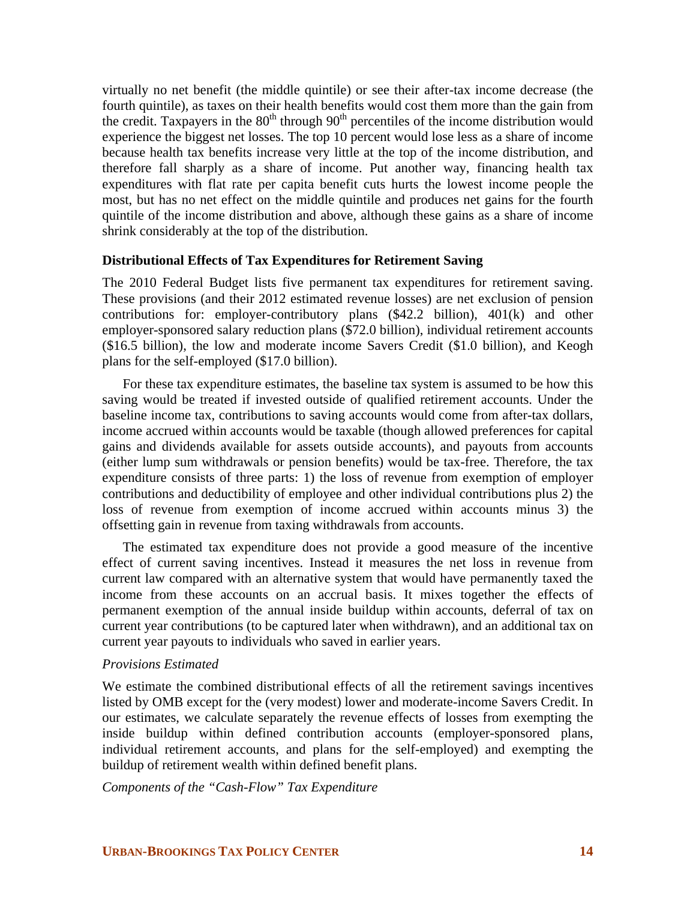virtually no net benefit (the middle quintile) or see their after-tax income decrease (the fourth quintile), as taxes on their health benefits would cost them more than the gain from the credit. Taxpayers in the 80th through 90th percentiles of the income distribution would experience the biggest net losses. The top 10 percent would lose less as a share of income because health tax benefits increase very little at the top of the income distribution, and therefore fall sharply as a share of income. Put another way, financing health tax expenditures with flat rate per capita benefit cuts hurts the lowest income people the most, but has no net effect on the middle quintile and produces net gains for the fourth quintile of the income distribution and above, although these gains as a share of income shrink considerably at the top of the distribution.

**Distributional Effects of Tax Expenditures for Retirement Saving**

The 2010 Federal Budget lists five permanent tax expenditures for retirement saving. These provisions (and their 2012 estimated revenue losses) are net exclusion of pension contributions for: employer-contributory plans ($42.2 billion), 401(k) and other employer-sponsored salary reduction plans ($72.0 billion), individual retirement accounts ($16.5 billion), the low and moderate income Savers Credit ($1.0 billion), and Keogh plans for the self-employed ($17.0 billion).

For these tax expenditure estimates, the baseline tax system is assumed to be how this saving would be treated if invested outside of qualified retirement accounts. Under the baseline income tax, contributions to saving accounts would come from after-tax dollars, income accrued within accounts would be taxable (though allowed preferences for capital gains and dividends available for assets outside accounts), and payouts from accounts (either lump sum withdrawals or pension benefits) would be tax-free. Therefore, the tax expenditure consists of three parts: 1) the loss of revenue from exemption of employer contributions and deductibility of employee and other individual contributions plus 2) the loss of revenue from exemption of income accrued within accounts minus 3) the offsetting gain in revenue from taxing withdrawals from accounts.

The estimated tax expenditure does not provide a good measure of the incentive effect of current saving incentives. Instead it measures the net loss in revenue from current law compared with an alternative system that would have permanently taxed the income from these accounts on an accrual basis. It mixes together the effects of permanent exemption of the annual inside buildup within accounts, deferral of tax on current year contributions (to be captured later when withdrawn), and an additional tax on current year payouts to individuals who saved in earlier years.

*Provisions Estimated*

We estimate the combined distributional effects of all the retirement savings incentives listed by OMB except for the (very modest) lower and moderate-income Savers Credit. In our estimates, we calculate separately the revenue effects of losses from exempting the inside buildup within defined contribution accounts (employer-sponsored plans, individual retirement accounts, and plans for the self-employed) and exempting the buildup of retirement wealth within defined benefit plans.

*Components of the "Cash-Flow" Tax Expenditure*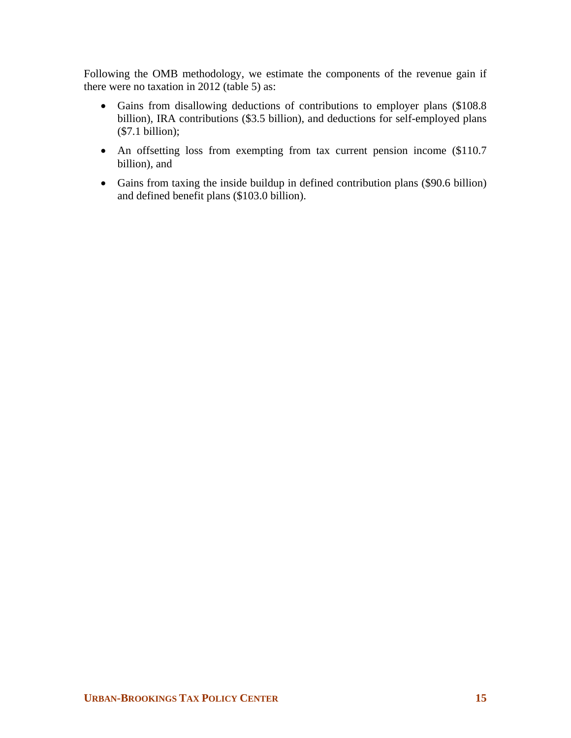Following the OMB methodology, we estimate the components of the revenue gain if there were no taxation in 2012 (table 5) as:

- Gains from disallowing deductions of contributions to employer plans ($108.8 billion), IRA contributions ($3.5 billion), and deductions for self-employed plans ($7.1 billion);
- An offsetting loss from exempting from tax current pension income ($110.7 billion), and
- Gains from taxing the inside buildup in defined contribution plans ($90.6 billion) and defined benefit plans ($103.0 billion).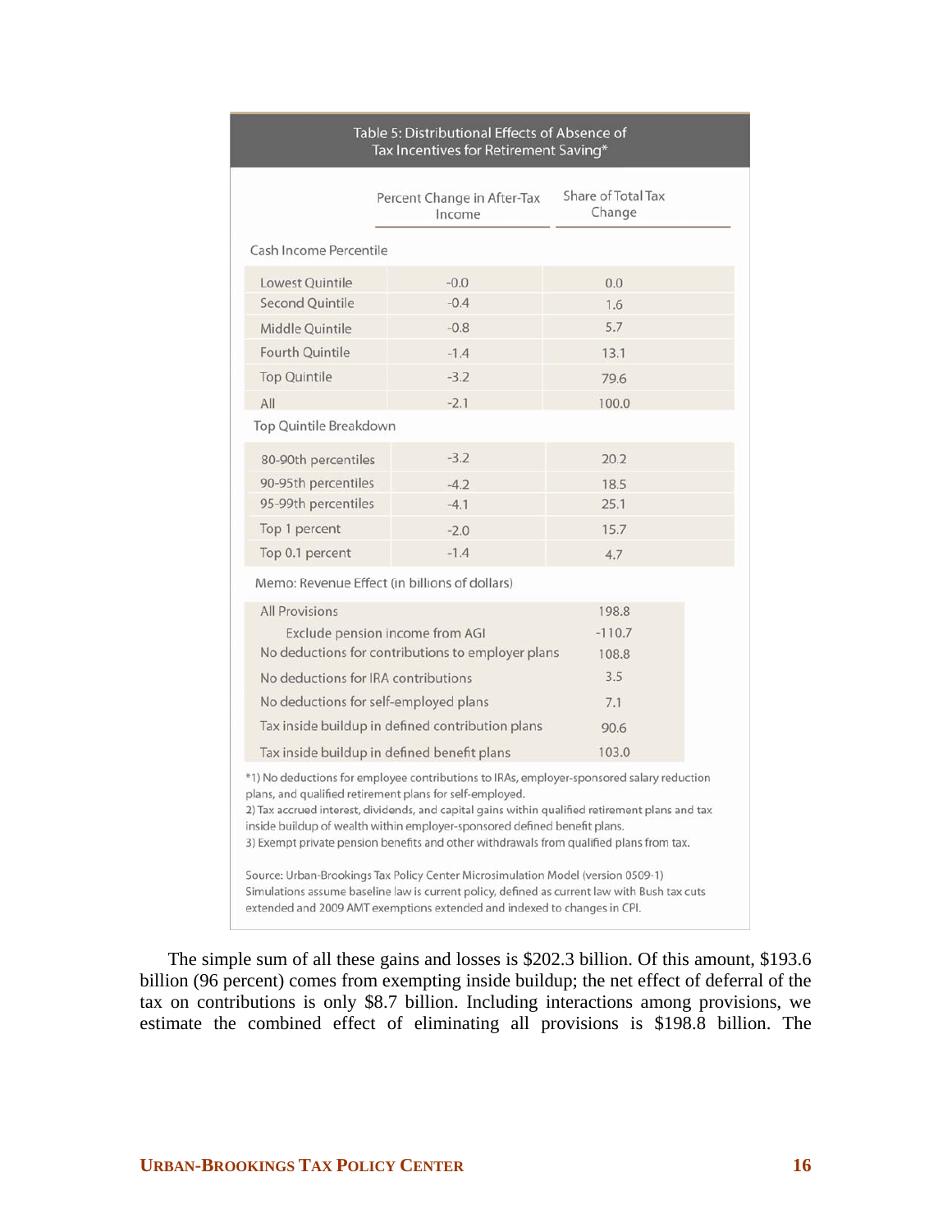**Table 5: Distributional Effects of Absence of Tax Incentives for Retirement Saving***

| | Percent Change in After-Tax Income | Share of Total Tax Change |
|---|---|---|
| **Cash Income Percentile** | | |
| Lowest Quintile | -0.0 | 0.0 |
| Second Quintile | -0.4 | 1.6 |
| Middle Quintile | -0.8 | 5.7 |
| Fourth Quintile | -1.4 | 13.1 |
| Top Quintile | -3.2 | 79.6 |
| All | -2.1 | 100.0 |
| **Top Quintile Breakdown** | | |
| 80-90th percentiles | -3.2 | 20.2 |
| 90-95th percentiles | -4.2 | 18.5 |
| 95-99th percentiles | -4.1 | 25.1 |
| Top 1 percent | -2.0 | 15.7 |
| Top 0.1 percent | -1.4 | 4.7 |

| Memo: Revenue Effect (in billions of dollars) | |
|---|---|
| All Provisions | 198.8 |
| Exclude pension income from AGI | -110.7 |
| No deductions for contributions to employer plans | 108.8 |
| No deductions for IRA contributions | 3.5 |
| No deductions for self-employed plans | 7.1 |
| Tax inside buildup in defined contribution plans | 90.6 |
| Tax inside buildup in defined benefit plans | 103.0 |

*1) No deductions for employee contributions to IRAs, employer-sponsored salary reduction plans, and qualified retirement plans for self-employed.
2) Tax accrued interest, dividends, and capital gains within qualified retirement plans and tax inside buildup of wealth within employer-sponsored defined benefit plans.
3) Exempt private pension benefits and other withdrawals from qualified plans from tax.

Source: Urban-Brookings Tax Policy Center Microsimulation Model (version 0509-1)
Simulations assume baseline law is current policy, defined as current law with Bush tax cuts extended and 2009 AMT exemptions extended and indexed to changes in CPI.

The simple sum of all these gains and losses is $202.3 billion. Of this amount, $193.6 billion (96 percent) comes from exempting inside buildup; the net effect of deferral of the tax on contributions is only $8.7 billion. Including interactions among provisions, we estimate the combined effect of eliminating all provisions is $198.8 billion. The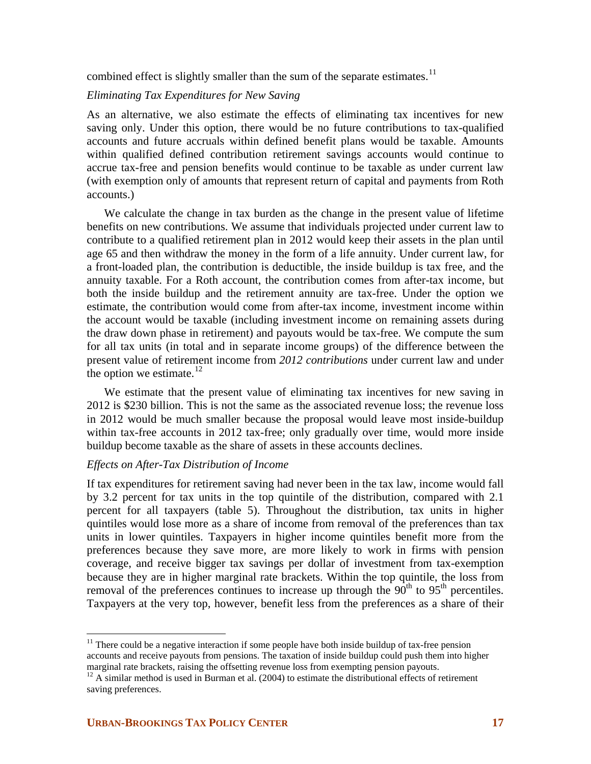combined effect is slightly smaller than the sum of the separate estimates.[11]

*Eliminating Tax Expenditures for New Saving*

As an alternative, we also estimate the effects of eliminating tax incentives for new saving only. Under this option, there would be no future contributions to tax-qualified accounts and future accruals within defined benefit plans would be taxable. Amounts within qualified defined contribution retirement savings accounts would continue to accrue tax-free and pension benefits would continue to be taxable as under current law (with exemption only of amounts that represent return of capital and payments from Roth accounts.)

We calculate the change in tax burden as the change in the present value of lifetime benefits on new contributions. We assume that individuals projected under current law to contribute to a qualified retirement plan in 2012 would keep their assets in the plan until age 65 and then withdraw the money in the form of a life annuity. Under current law, for a front-loaded plan, the contribution is deductible, the inside buildup is tax free, and the annuity taxable. For a Roth account, the contribution comes from after-tax income, but both the inside buildup and the retirement annuity are tax-free. Under the option we estimate, the contribution would come from after-tax income, investment income within the account would be taxable (including investment income on remaining assets during the draw down phase in retirement) and payouts would be tax-free. We compute the sum for all tax units (in total and in separate income groups) of the difference between the present value of retirement income from *2012 contributions* under current law and under the option we estimate.[12]

We estimate that the present value of eliminating tax incentives for new saving in 2012 is $230 billion. This is not the same as the associated revenue loss; the revenue loss in 2012 would be much smaller because the proposal would leave most inside-buildup within tax-free accounts in 2012 tax-free; only gradually over time, would more inside buildup become taxable as the share of assets in these accounts declines.

*Effects on After-Tax Distribution of Income*

If tax expenditures for retirement saving had never been in the tax law, income would fall by 3.2 percent for tax units in the top quintile of the distribution, compared with 2.1 percent for all taxpayers (table 5). Throughout the distribution, tax units in higher quintiles would lose more as a share of income from removal of the preferences than tax units in lower quintiles. Taxpayers in higher income quintiles benefit more from the preferences because they save more, are more likely to work in firms with pension coverage, and receive bigger tax savings per dollar of investment from tax-exemption because they are in higher marginal rate brackets. Within the top quintile, the loss from removal of the preferences continues to increase up through the 90th to 95th percentiles. Taxpayers at the very top, however, benefit less from the preferences as a share of their

---

[11] There could be a negative interaction if some people have both inside buildup of tax-free pension accounts and receive payouts from pensions. The taxation of inside buildup could push them into higher marginal rate brackets, raising the offsetting revenue loss from exempting pension payouts.

[12] A similar method is used in Burman et al. (2004) to estimate the distributional effects of retirement saving preferences.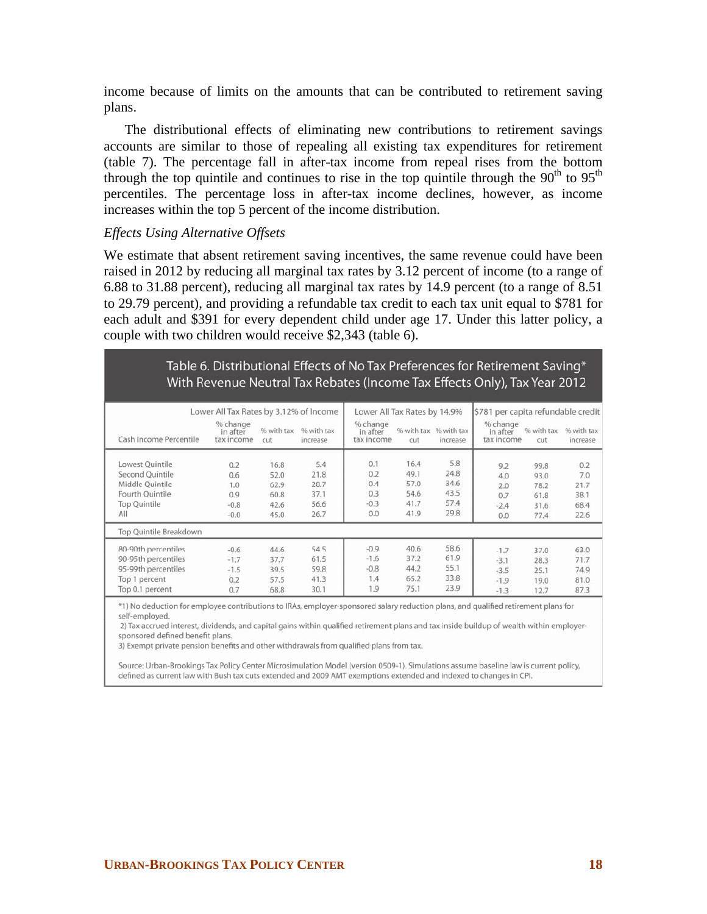income because of limits on the amounts that can be contributed to retirement saving plans.

The distributional effects of eliminating new contributions to retirement savings accounts are similar to those of repealing all existing tax expenditures for retirement (table 7). The percentage fall in after-tax income from repeal rises from the bottom through the top quintile and continues to rise in the top quintile through the 90th to 95th percentiles. The percentage loss in after-tax income declines, however, as income increases within the top 5 percent of the income distribution.

*Effects Using Alternative Offsets*

We estimate that absent retirement saving incentives, the same revenue could have been raised in 2012 by reducing all marginal tax rates by 3.12 percent of income (to a range of 6.88 to 31.88 percent), reducing all marginal tax rates by 14.9 percent (to a range of 8.51 to 29.79 percent), and providing a refundable tax credit to each tax unit equal to $781 for each adult and $391 for every dependent child under age 17. Under this latter policy, a couple with two children would receive $2,343 (table 6).

**Table 6. Distributional Effects of No Tax Preferences for Retirement Saving* With Revenue Neutral Tax Rebates (Income Tax Effects Only), Tax Year 2012**

| | Lower All Tax Rates by 3.12% of Income | | | Lower All Tax Rates by 14.9% | | | $781 per capita refundable credit | | |
|---|---|---|---|---|---|---|---|---|---|
| Cash Income Percentile | % change in after tax income | % with tax cut | % with tax increase | % change in after tax income | % with tax cut | % with tax increase | % change in after tax income | % with tax cut | % with tax increase |
| Lowest Quintile | 0.2 | 16.8 | 5.4 | 0.1 | 16.4 | 5.8 | 9.2 | 99.8 | 0.2 |
| Second Quintile | 0.6 | 52.0 | 21.8 | 0.2 | 49.1 | 24.8 | 4.0 | 93.0 | 7.0 |
| Middle Quintile | 1.0 | 62.9 | 28.7 | 0.4 | 57.0 | 34.6 | 2.0 | 78.2 | 21.7 |
| Fourth Quintile | 0.9 | 60.8 | 37.1 | 0.3 | 54.6 | 43.5 | 0.7 | 61.8 | 38.1 |
| Top Quintile | -0.8 | 42.6 | 56.6 | -0.3 | 41.7 | 57.4 | -2.4 | 31.6 | 68.4 |
| All | -0.0 | 45.0 | 26.7 | 0.0 | 41.9 | 29.8 | 0.0 | 77.4 | 22.6 |
| Top Quintile Breakdown | | | | | | | | | |
| 80-90th percentiles | -0.6 | 44.6 | 54.5 | -0.9 | 40.6 | 58.6 | -1.7 | 37.0 | 63.0 |
| 90-95th percentiles | -1.7 | 37.7 | 61.5 | -1.6 | 37.2 | 61.9 | -3.1 | 28.3 | 71.7 |
| 95-99th percentiles | -1.5 | 39.5 | 59.8 | -0.8 | 44.2 | 55.1 | -3.5 | 25.1 | 74.9 |
| Top 1 percent | 0.2 | 57.5 | 41.3 | 1.4 | 65.2 | 33.8 | -1.9 | 19.0 | 81.0 |
| Top 0.1 percent | 0.7 | 68.8 | 30.1 | 1.9 | 75.1 | 23.9 | -1.3 | 12.7 | 87.3 |

*1) No deduction for employee contributions to IRAs, employer-sponsored salary reduction plans, and qualified retirement plans for self-employed.
2) Tax accrued interest, dividends, and capital gains within qualified retirement plans and tax inside buildup of wealth within employer-sponsored defined benefit plans.
3) Exempt private pension benefits and other withdrawals from qualified plans from tax.

Source: Urban-Brookings Tax Policy Center Microsimulation Model (version 0509-1). Simulations assume baseline law is current policy, defined as current law with Bush tax cuts extended and 2009 AMT exemptions extended and indexed to changes in CPI.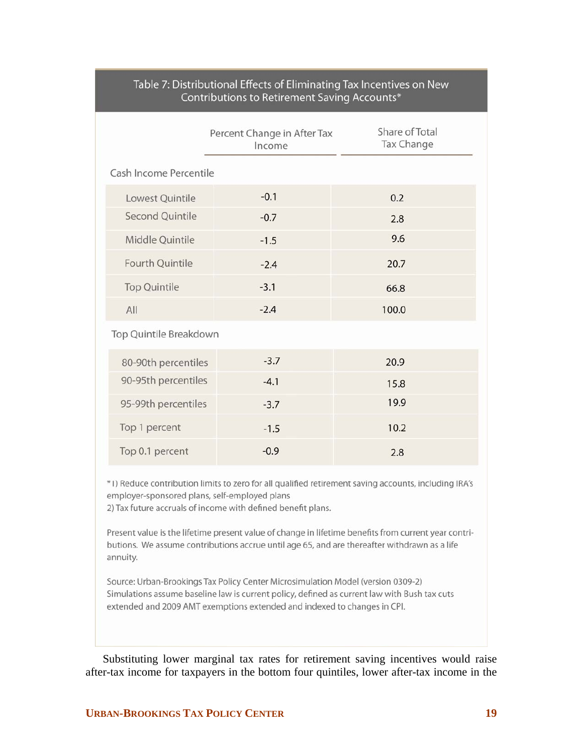**Table 7: Distributional Effects of Eliminating Tax Incentives on New Contributions to Retirement Saving Accounts***

| | Percent Change in After Tax Income | Share of Total Tax Change |
|---|---|---|
| **Cash Income Percentile** | | |
| Lowest Quintile | -0.1 | 0.2 |
| Second Quintile | -0.7 | 2.8 |
| Middle Quintile | -1.5 | 9.6 |
| Fourth Quintile | -2.4 | 20.7 |
| Top Quintile | -3.1 | 66.8 |
| All | -2.4 | 100.0 |
| **Top Quintile Breakdown** | | |
| 80-90th percentiles | -3.7 | 20.9 |
| 90-95th percentiles | -4.1 | 15.8 |
| 95-99th percentiles | -3.7 | 19.9 |
| Top 1 percent | -1.5 | 10.2 |
| Top 0.1 percent | -0.9 | 2.8 |

* 1) Reduce contribution limits to zero for all qualified retirement saving accounts, including IRA's employer-sponsored plans, self-employed plans
2) Tax future accruals of income with defined benefit plans.

Present value is the lifetime present value of change in lifetime benefits from current year contributions. We assume contributions accrue until age 65, and are thereafter withdrawn as a life annuity.

Source: Urban-Brookings Tax Policy Center Microsimulation Model (version 0309-2)
Simulations assume baseline law is current policy, defined as current law with Bush tax cuts extended and 2009 AMT exemptions extended and indexed to changes in CPI.

Substituting lower marginal tax rates for retirement saving incentives would raise after-tax income for taxpayers in the bottom four quintiles, lower after-tax income in the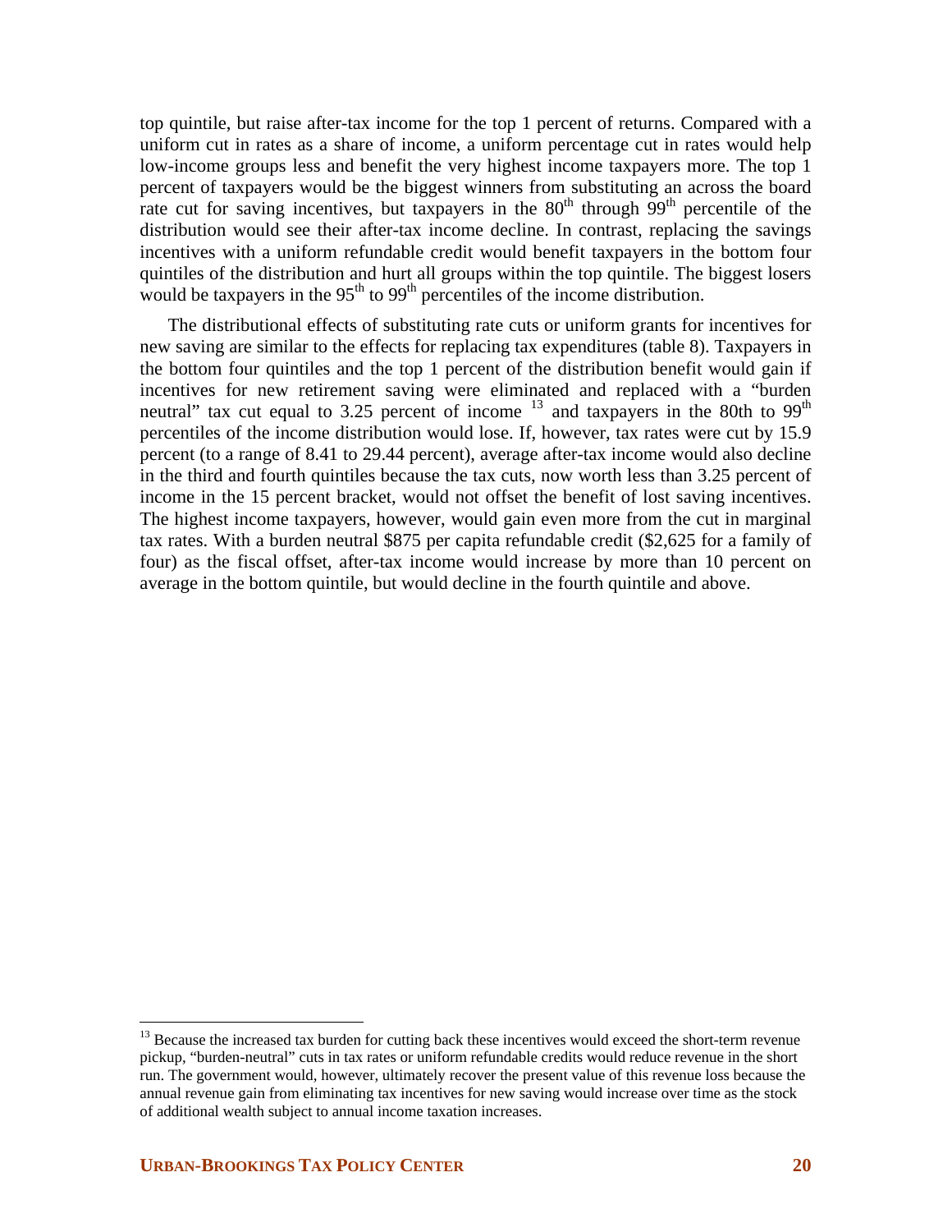top quintile, but raise after-tax income for the top 1 percent of returns. Compared with a uniform cut in rates as a share of income, a uniform percentage cut in rates would help low-income groups less and benefit the very highest income taxpayers more. The top 1 percent of taxpayers would be the biggest winners from substituting an across the board rate cut for saving incentives, but taxpayers in the 80th through 99th percentile of the distribution would see their after-tax income decline. In contrast, replacing the savings incentives with a uniform refundable credit would benefit taxpayers in the bottom four quintiles of the distribution and hurt all groups within the top quintile. The biggest losers would be taxpayers in the 95th to 99th percentiles of the income distribution.

The distributional effects of substituting rate cuts or uniform grants for incentives for new saving are similar to the effects for replacing tax expenditures (table 8). Taxpayers in the bottom four quintiles and the top 1 percent of the distribution benefit would gain if incentives for new retirement saving were eliminated and replaced with a "burden neutral" tax cut equal to 3.25 percent of income [13] and taxpayers in the 80th to 99th percentiles of the income distribution would lose. If, however, tax rates were cut by 15.9 percent (to a range of 8.41 to 29.44 percent), average after-tax income would also decline in the third and fourth quintiles because the tax cuts, now worth less than 3.25 percent of income in the 15 percent bracket, would not offset the benefit of lost saving incentives. The highest income taxpayers, however, would gain even more from the cut in marginal tax rates. With a burden neutral $875 per capita refundable credit ($2,625 for a family of four) as the fiscal offset, after-tax income would increase by more than 10 percent on average in the bottom quintile, but would decline in the fourth quintile and above.

[13] Because the increased tax burden for cutting back these incentives would exceed the short-term revenue pickup, "burden-neutral" cuts in tax rates or uniform refundable credits would reduce revenue in the short run. The government would, however, ultimately recover the present value of this revenue loss because the annual revenue gain from eliminating tax incentives for new saving would increase over time as the stock of additional wealth subject to annual income taxation increases.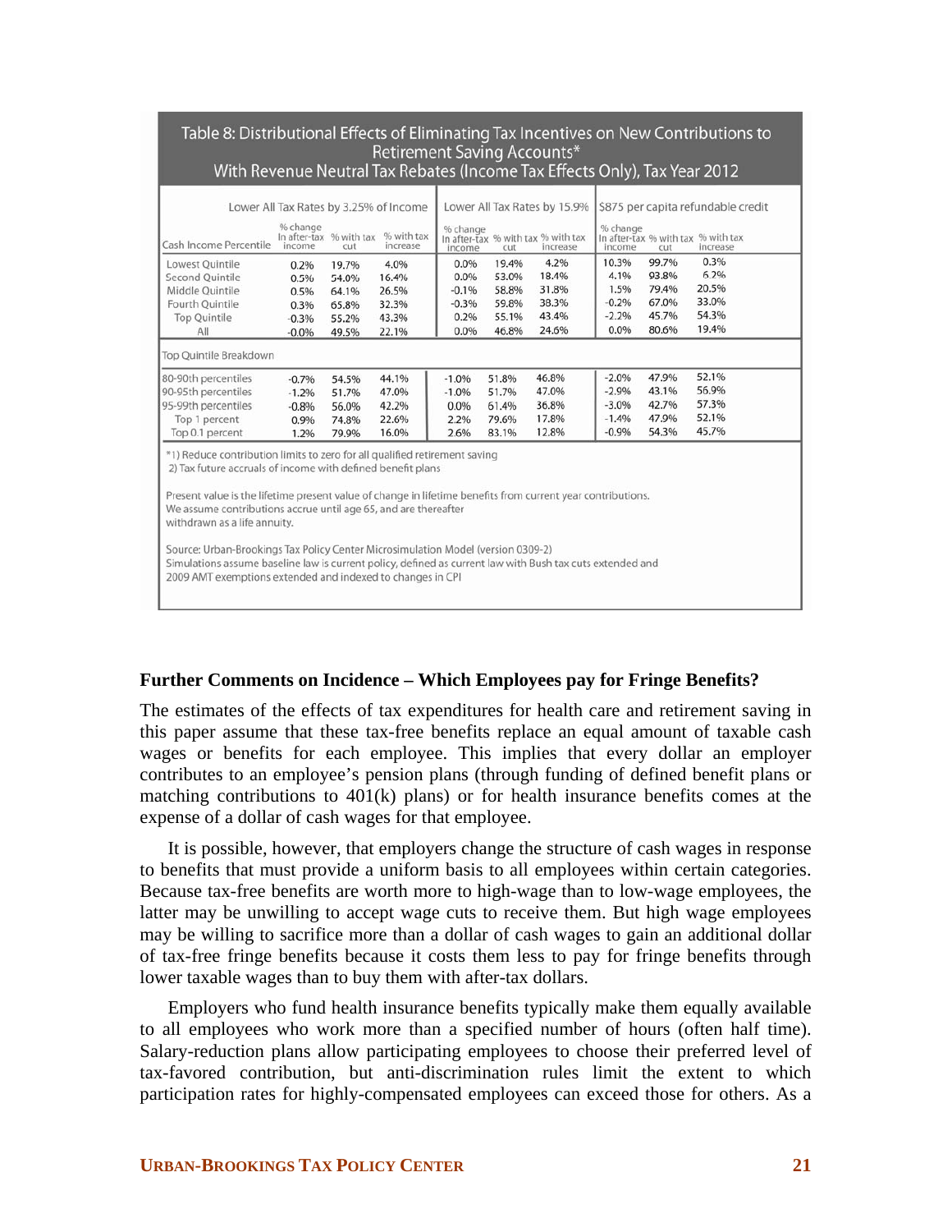**Table 8: Distributional Effects of Eliminating Tax Incentives on New Contributions to Retirement Saving Accounts\***
**With Revenue Neutral Tax Rebates (Income Tax Effects Only), Tax Year 2012**

| | Lower All Tax Rates by 3.25% of Income | | | Lower All Tax Rates by 15.9% | | | $875 per capita refundable credit | | |
|---|---|---|---|---|---|---|---|---|---|
| Cash Income Percentile | % change In after-tax income | % with tax cut | % with tax increase | % change In after-tax income | % with tax cut | % with tax increase | % change In after-tax income | % with tax cut | % with tax increase |
| Lowest Quintile | 0.2% | 19.7% | 4.0% | 0.0% | 19.4% | 4.2% | 10.3% | 99.7% | 0.3% |
| Second Quintile | 0.5% | 54.0% | 16.4% | 0.0% | 53.0% | 18.4% | 4.1% | 93.8% | 6.2% |
| Middle Quintile | 0.5% | 64.1% | 26.5% | -0.1% | 58.8% | 31.8% | 1.5% | 79.4% | 20.5% |
| Fourth Quintile | 0.3% | 65.8% | 32.3% | -0.3% | 59.8% | 38.3% | -0.2% | 67.0% | 33.0% |
| Top Quintile | -0.3% | 55.2% | 43.3% | 0.2% | 55.1% | 43.4% | -2.2% | 45.7% | 54.3% |
| All | -0.0% | 49.5% | 22.1% | 0.0% | 46.8% | 24.6% | 0.0% | 80.6% | 19.4% |
| Top Quintile Breakdown | | | | | | | | | |
| 80-90th percentiles | -0.7% | 54.5% | 44.1% | -1.0% | 51.8% | 46.8% | -2.0% | 47.9% | 52.1% |
| 90-95th percentiles | -1.2% | 51.7% | 47.0% | -1.0% | 51.7% | 47.0% | -2.9% | 43.1% | 56.9% |
| 95-99th percentiles | -0.8% | 56.0% | 42.2% | 0.0% | 61.4% | 36.8% | -3.0% | 42.7% | 57.3% |
| Top 1 percent | 0.9% | 74.8% | 22.6% | 2.2% | 79.6% | 17.8% | -1.4% | 47.9% | 52.1% |
| Top 0.1 percent | 1.2% | 79.9% | 16.0% | 2.6% | 83.1% | 12.8% | -0.9% | 54.3% | 45.7% |

\*1) Reduce contribution limits to zero for all qualified retirement saving
2) Tax future accruals of income with defined benefit plans

Present value is the lifetime present value of change in lifetime benefits from current year contributions.
We assume contributions accrue until age 65, and are thereafter withdrawn as a life annuity.

Source: Urban-Brookings Tax Policy Center Microsimulation Model (version 0309-2)
Simulations assume baseline law is current policy, defined as current law with Bush tax cuts extended and 2009 AMT exemptions extended and indexed to changes in CPI

## Further Comments on Incidence – Which Employees pay for Fringe Benefits?

The estimates of the effects of tax expenditures for health care and retirement saving in this paper assume that these tax-free benefits replace an equal amount of taxable cash wages or benefits for each employee. This implies that every dollar an employer contributes to an employee's pension plans (through funding of defined benefit plans or matching contributions to 401(k) plans) or for health insurance benefits comes at the expense of a dollar of cash wages for that employee.

It is possible, however, that employers change the structure of cash wages in response to benefits that must provide a uniform basis to all employees within certain categories. Because tax-free benefits are worth more to high-wage than to low-wage employees, the latter may be unwilling to accept wage cuts to receive them. But high wage employees may be willing to sacrifice more than a dollar of cash wages to gain an additional dollar of tax-free fringe benefits because it costs them less to pay for fringe benefits through lower taxable wages than to buy them with after-tax dollars.

Employers who fund health insurance benefits typically make them equally available to all employees who work more than a specified number of hours (often half time). Salary-reduction plans allow participating employees to choose their preferred level of tax-favored contribution, but anti-discrimination rules limit the extent to which participation rates for highly-compensated employees can exceed those for others. As a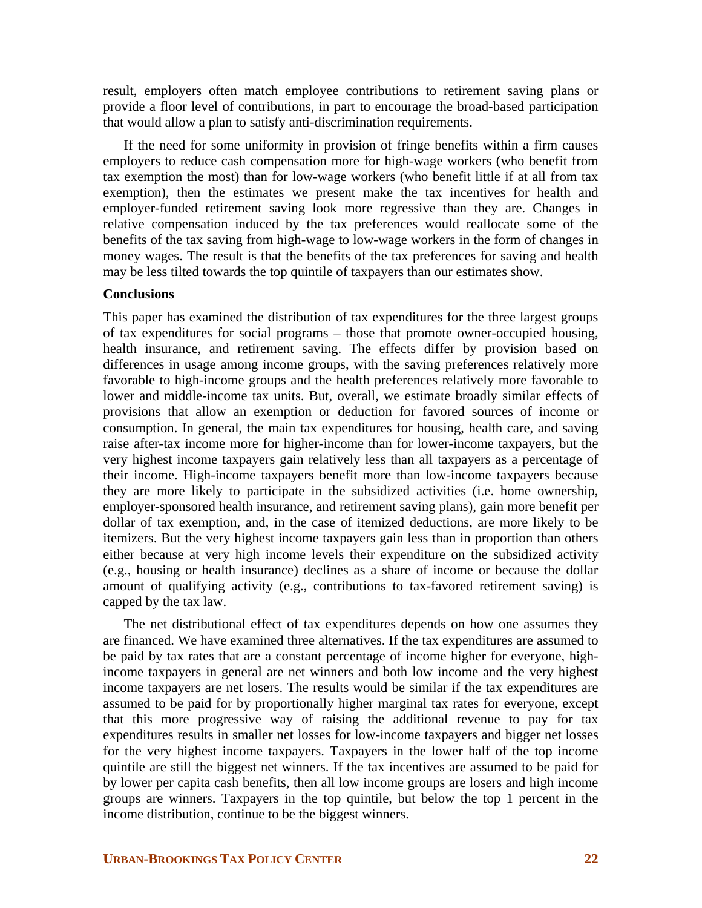result, employers often match employee contributions to retirement saving plans or provide a floor level of contributions, in part to encourage the broad-based participation that would allow a plan to satisfy anti-discrimination requirements.

If the need for some uniformity in provision of fringe benefits within a firm causes employers to reduce cash compensation more for high-wage workers (who benefit from tax exemption the most) than for low-wage workers (who benefit little if at all from tax exemption), then the estimates we present make the tax incentives for health and employer-funded retirement saving look more regressive than they are. Changes in relative compensation induced by the tax preferences would reallocate some of the benefits of the tax saving from high-wage to low-wage workers in the form of changes in money wages. The result is that the benefits of the tax preferences for saving and health may be less tilted towards the top quintile of taxpayers than our estimates show.

**Conclusions**

This paper has examined the distribution of tax expenditures for the three largest groups of tax expenditures for social programs – those that promote owner-occupied housing, health insurance, and retirement saving. The effects differ by provision based on differences in usage among income groups, with the saving preferences relatively more favorable to high-income groups and the health preferences relatively more favorable to lower and middle-income tax units. But, overall, we estimate broadly similar effects of provisions that allow an exemption or deduction for favored sources of income or consumption. In general, the main tax expenditures for housing, health care, and saving raise after-tax income more for higher-income than for lower-income taxpayers, but the very highest income taxpayers gain relatively less than all taxpayers as a percentage of their income. High-income taxpayers benefit more than low-income taxpayers because they are more likely to participate in the subsidized activities (i.e. home ownership, employer-sponsored health insurance, and retirement saving plans), gain more benefit per dollar of tax exemption, and, in the case of itemized deductions, are more likely to be itemizers. But the very highest income taxpayers gain less than in proportion than others either because at very high income levels their expenditure on the subsidized activity (e.g., housing or health insurance) declines as a share of income or because the dollar amount of qualifying activity (e.g., contributions to tax-favored retirement saving) is capped by the tax law.

The net distributional effect of tax expenditures depends on how one assumes they are financed. We have examined three alternatives. If the tax expenditures are assumed to be paid by tax rates that are a constant percentage of income higher for everyone, high-income taxpayers in general are net winners and both low income and the very highest income taxpayers are net losers. The results would be similar if the tax expenditures are assumed to be paid for by proportionally higher marginal tax rates for everyone, except that this more progressive way of raising the additional revenue to pay for tax expenditures results in smaller net losses for low-income taxpayers and bigger net losses for the very highest income taxpayers. Taxpayers in the lower half of the top income quintile are still the biggest net winners. If the tax incentives are assumed to be paid for by lower per capita cash benefits, then all low income groups are losers and high income groups are winners. Taxpayers in the top quintile, but below the top 1 percent in the income distribution, continue to be the biggest winners.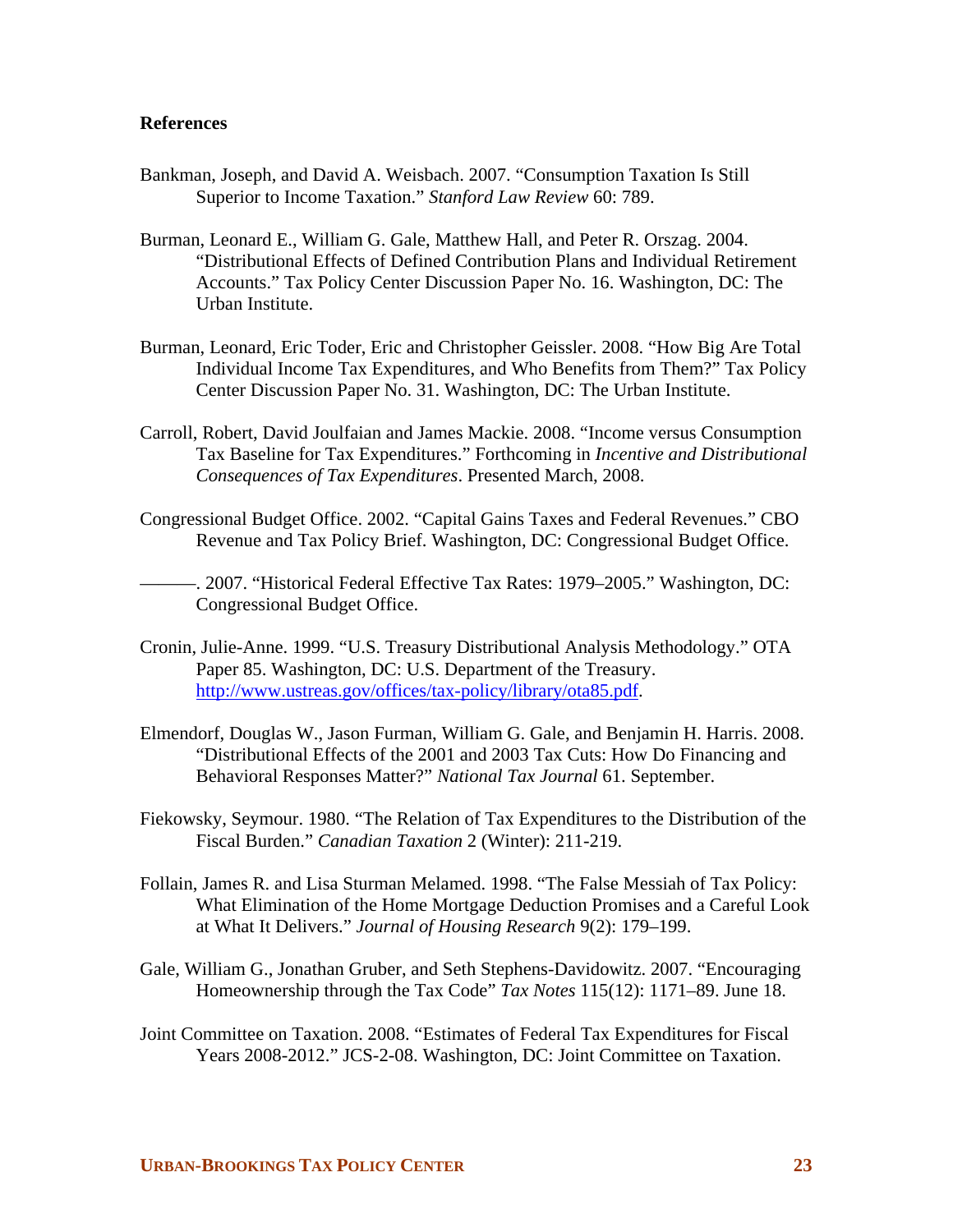**References**

Bankman, Joseph, and David A. Weisbach. 2007. "Consumption Taxation Is Still Superior to Income Taxation." *Stanford Law Review* 60: 789.

Burman, Leonard E., William G. Gale, Matthew Hall, and Peter R. Orszag. 2004. "Distributional Effects of Defined Contribution Plans and Individual Retirement Accounts." Tax Policy Center Discussion Paper No. 16. Washington, DC: The Urban Institute.

Burman, Leonard, Eric Toder, Eric and Christopher Geissler. 2008. "How Big Are Total Individual Income Tax Expenditures, and Who Benefits from Them?" Tax Policy Center Discussion Paper No. 31. Washington, DC: The Urban Institute.

Carroll, Robert, David Joulfaian and James Mackie. 2008. "Income versus Consumption Tax Baseline for Tax Expenditures." Forthcoming in *Incentive and Distributional Consequences of Tax Expenditures*. Presented March, 2008.

Congressional Budget Office. 2002. "Capital Gains Taxes and Federal Revenues." CBO Revenue and Tax Policy Brief. Washington, DC: Congressional Budget Office.

———. 2007. "Historical Federal Effective Tax Rates: 1979–2005." Washington, DC: Congressional Budget Office.

Cronin, Julie-Anne. 1999. "U.S. Treasury Distributional Analysis Methodology." OTA Paper 85. Washington, DC: U.S. Department of the Treasury. http://www.ustreas.gov/offices/tax-policy/library/ota85.pdf.

Elmendorf, Douglas W., Jason Furman, William G. Gale, and Benjamin H. Harris. 2008. "Distributional Effects of the 2001 and 2003 Tax Cuts: How Do Financing and Behavioral Responses Matter?" *National Tax Journal* 61. September.

Fiekowsky, Seymour. 1980. "The Relation of Tax Expenditures to the Distribution of the Fiscal Burden." *Canadian Taxation* 2 (Winter): 211-219.

Follain, James R. and Lisa Sturman Melamed. 1998. "The False Messiah of Tax Policy: What Elimination of the Home Mortgage Deduction Promises and a Careful Look at What It Delivers." *Journal of Housing Research* 9(2): 179–199.

Gale, William G., Jonathan Gruber, and Seth Stephens-Davidowitz. 2007. "Encouraging Homeownership through the Tax Code" *Tax Notes* 115(12): 1171–89. June 18.

Joint Committee on Taxation. 2008. "Estimates of Federal Tax Expenditures for Fiscal Years 2008-2012." JCS-2-08. Washington, DC: Joint Committee on Taxation.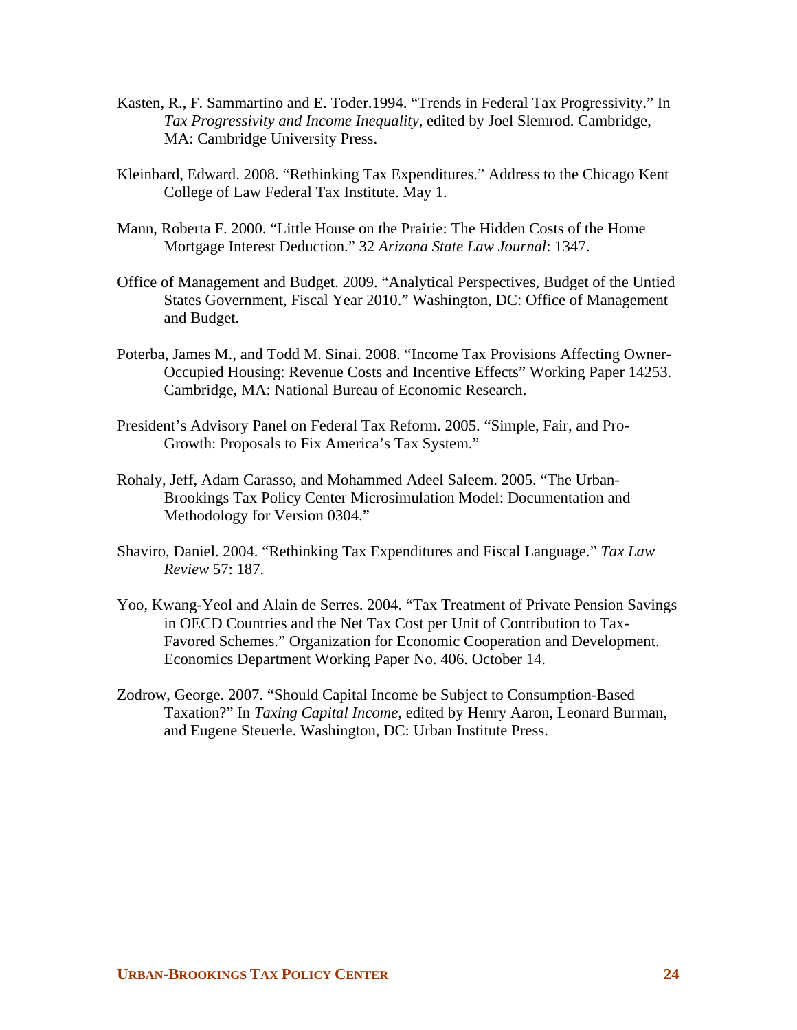Kasten, R., F. Sammartino and E. Toder.1994. "Trends in Federal Tax Progressivity." In *Tax Progressivity and Income Inequality*, edited by Joel Slemrod. Cambridge, MA: Cambridge University Press.

Kleinbard, Edward. 2008. "Rethinking Tax Expenditures." Address to the Chicago Kent College of Law Federal Tax Institute. May 1.

Mann, Roberta F. 2000. "Little House on the Prairie: The Hidden Costs of the Home Mortgage Interest Deduction." 32 *Arizona State Law Journal*: 1347.

Office of Management and Budget. 2009. "Analytical Perspectives, Budget of the Untied States Government, Fiscal Year 2010." Washington, DC: Office of Management and Budget.

Poterba, James M., and Todd M. Sinai. 2008. "Income Tax Provisions Affecting Owner-Occupied Housing: Revenue Costs and Incentive Effects" Working Paper 14253. Cambridge, MA: National Bureau of Economic Research.

President's Advisory Panel on Federal Tax Reform. 2005. "Simple, Fair, and Pro-Growth: Proposals to Fix America's Tax System."

Rohaly, Jeff, Adam Carasso, and Mohammed Adeel Saleem. 2005. "The Urban-Brookings Tax Policy Center Microsimulation Model: Documentation and Methodology for Version 0304."

Shaviro, Daniel. 2004. "Rethinking Tax Expenditures and Fiscal Language." *Tax Law Review* 57: 187.

Yoo, Kwang-Yeol and Alain de Serres. 2004. "Tax Treatment of Private Pension Savings in OECD Countries and the Net Tax Cost per Unit of Contribution to Tax-Favored Schemes." Organization for Economic Cooperation and Development. Economics Department Working Paper No. 406. October 14.

Zodrow, George. 2007. "Should Capital Income be Subject to Consumption-Based Taxation?" In *Taxing Capital Income,* edited by Henry Aaron, Leonard Burman, and Eugene Steuerle. Washington, DC: Urban Institute Press.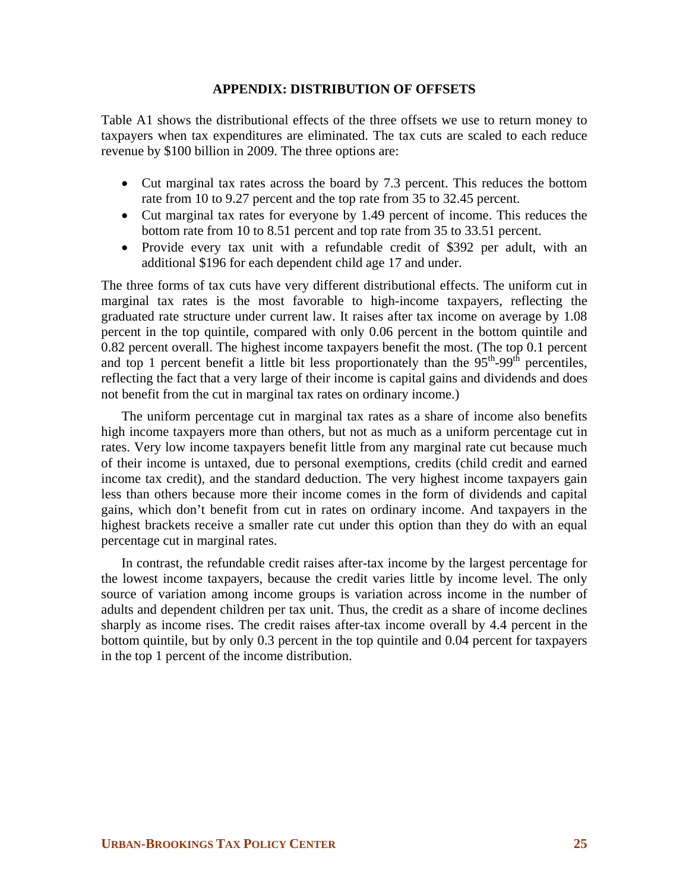## APPENDIX: DISTRIBUTION OF OFFSETS

Table A1 shows the distributional effects of the three offsets we use to return money to taxpayers when tax expenditures are eliminated. The tax cuts are scaled to each reduce revenue by $100 billion in 2009. The three options are:

- Cut marginal tax rates across the board by 7.3 percent. This reduces the bottom rate from 10 to 9.27 percent and the top rate from 35 to 32.45 percent.
- Cut marginal tax rates for everyone by 1.49 percent of income. This reduces the bottom rate from 10 to 8.51 percent and top rate from 35 to 33.51 percent.
- Provide every tax unit with a refundable credit of $392 per adult, with an additional $196 for each dependent child age 17 and under.

The three forms of tax cuts have very different distributional effects. The uniform cut in marginal tax rates is the most favorable to high-income taxpayers, reflecting the graduated rate structure under current law. It raises after tax income on average by 1.08 percent in the top quintile, compared with only 0.06 percent in the bottom quintile and 0.82 percent overall. The highest income taxpayers benefit the most. (The top 0.1 percent and top 1 percent benefit a little bit less proportionately than the 95th-99th percentiles, reflecting the fact that a very large of their income is capital gains and dividends and does not benefit from the cut in marginal tax rates on ordinary income.)

The uniform percentage cut in marginal tax rates as a share of income also benefits high income taxpayers more than others, but not as much as a uniform percentage cut in rates. Very low income taxpayers benefit little from any marginal rate cut because much of their income is untaxed, due to personal exemptions, credits (child credit and earned income tax credit), and the standard deduction. The very highest income taxpayers gain less than others because more their income comes in the form of dividends and capital gains, which don't benefit from cut in rates on ordinary income. And taxpayers in the highest brackets receive a smaller rate cut under this option than they do with an equal percentage cut in marginal rates.

In contrast, the refundable credit raises after-tax income by the largest percentage for the lowest income taxpayers, because the credit varies little by income level. The only source of variation among income groups is variation across income in the number of adults and dependent children per tax unit. Thus, the credit as a share of income declines sharply as income rises. The credit raises after-tax income overall by 4.4 percent in the bottom quintile, but by only 0.3 percent in the top quintile and 0.04 percent for taxpayers in the top 1 percent of the income distribution.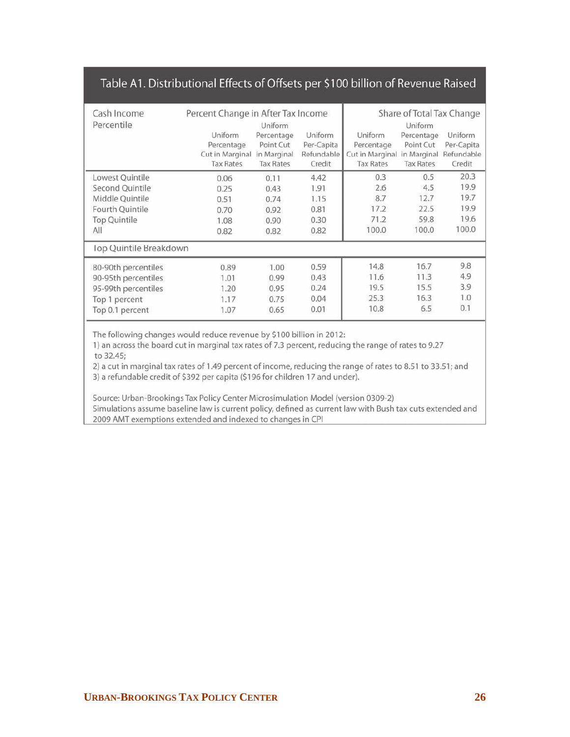## Table A1. Distributional Effects of Offsets per $100 billion of Revenue Raised

| Cash Income Percentile | Percent Change in After Tax Income | | | Share of Total Tax Change | | |
|---|---|---|---|---|---|---|
| | Uniform Percentage Cut in Marginal Tax Rates | Uniform Percentage Point Cut in Marginal Tax Rates | Uniform Per-Capita Refundable Credit | Uniform Percentage Cut in Marginal Tax Rates | Uniform Percentage Point Cut in Marginal Tax Rates | Uniform Per-Capita Refundable Credit |
| Lowest Quintile | 0.06 | 0.11 | 4.42 | 0.3 | 0.5 | 20.3 |
| Second Quintile | 0.25 | 0.43 | 1.91 | 2.6 | 4.5 | 19.9 |
| Middle Quintile | 0.51 | 0.74 | 1.15 | 8.7 | 12.7 | 19.7 |
| Fourth Quintile | 0.70 | 0.92 | 0.81 | 17.2 | 22.5 | 19.9 |
| Top Quintile | 1.08 | 0.90 | 0.30 | 71.2 | 59.8 | 19.6 |
| All | 0.82 | 0.82 | 0.82 | 100.0 | 100.0 | 100.0 |
| Top Quintile Breakdown | | | | | | |
| 80-90th percentiles | 0.89 | 1.00 | 0.59 | 14.8 | 16.7 | 9.8 |
| 90-95th percentiles | 1.01 | 0.99 | 0.43 | 11.6 | 11.3 | 4.9 |
| 95-99th percentiles | 1.20 | 0.95 | 0.24 | 19.5 | 15.5 | 3.9 |
| Top 1 percent | 1.17 | 0.75 | 0.04 | 25.3 | 16.3 | 1.0 |
| Top 0.1 percent | 1.07 | 0.65 | 0.01 | 10.8 | 6.5 | 0.1 |

The following changes would reduce revenue by $100 billion in 2012:
1) an across the board cut in marginal tax rates of 7.3 percent, reducing the range of rates to 9.27 to 32.45;
2) a cut in marginal tax rates of 1.49 percent of income, reducing the range of rates to 8.51 to 33.51; and
3) a refundable credit of $392 per capita ($196 for children 17 and under).

Source: Urban-Brookings Tax Policy Center Microsimulation Model (version 0309-2)
Simulations assume baseline law is current policy, defined as current law with Bush tax cuts extended and 2009 AMT exemptions extended and indexed to changes in CPI